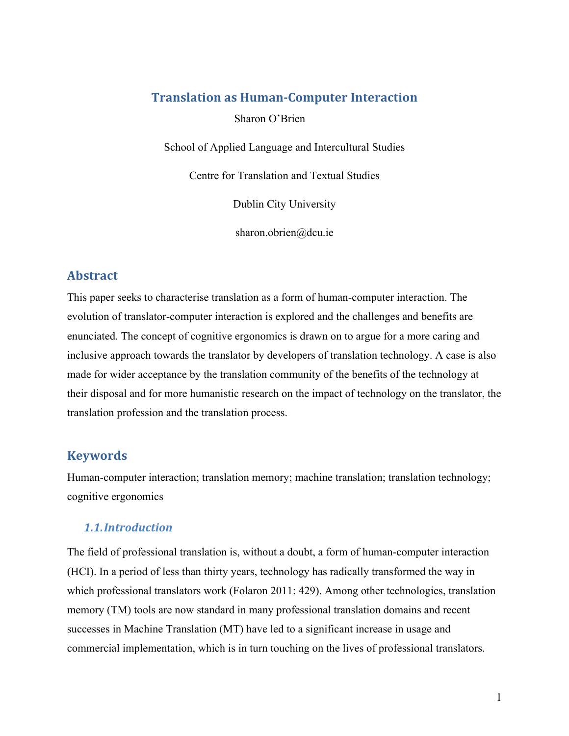# Translation as Human-Computer Interaction

Sharon O'Brien

School of Applied Language and Intercultural Studies

Centre for Translation and Textual Studies

Dublin City University

sharon.obrien@dcu.ie

## Abstract

This paper seeks to characterise translation as a form of human-computer interaction. The evolution of translator-computer interaction is explored and the challenges and benefits are enunciated. The concept of cognitive ergonomics is drawn on to argue for a more caring and inclusive approach towards the translator by developers of translation technology. A case is also made for wider acceptance by the translation community of the benefits of the technology at their disposal and for more humanistic research on the impact of technology on the translator, the translation profession and the translation process.

## Keywords

Human-computer interaction; translation memory; machine translation; translation technology; cognitive ergonomics

### 1.1. Introduction

The field of professional translation is, without a doubt, a form of human-computer interaction (HCI). In a period of less than thirty years, technology has radically transformed the way in which professional translators work (Folaron 2011: 429). Among other technologies, translation memory (TM) tools are now standard in many professional translation domains and recent successes in Machine Translation (MT) have led to a significant increase in usage and commercial implementation, which is in turn touching on the lives of professional translators.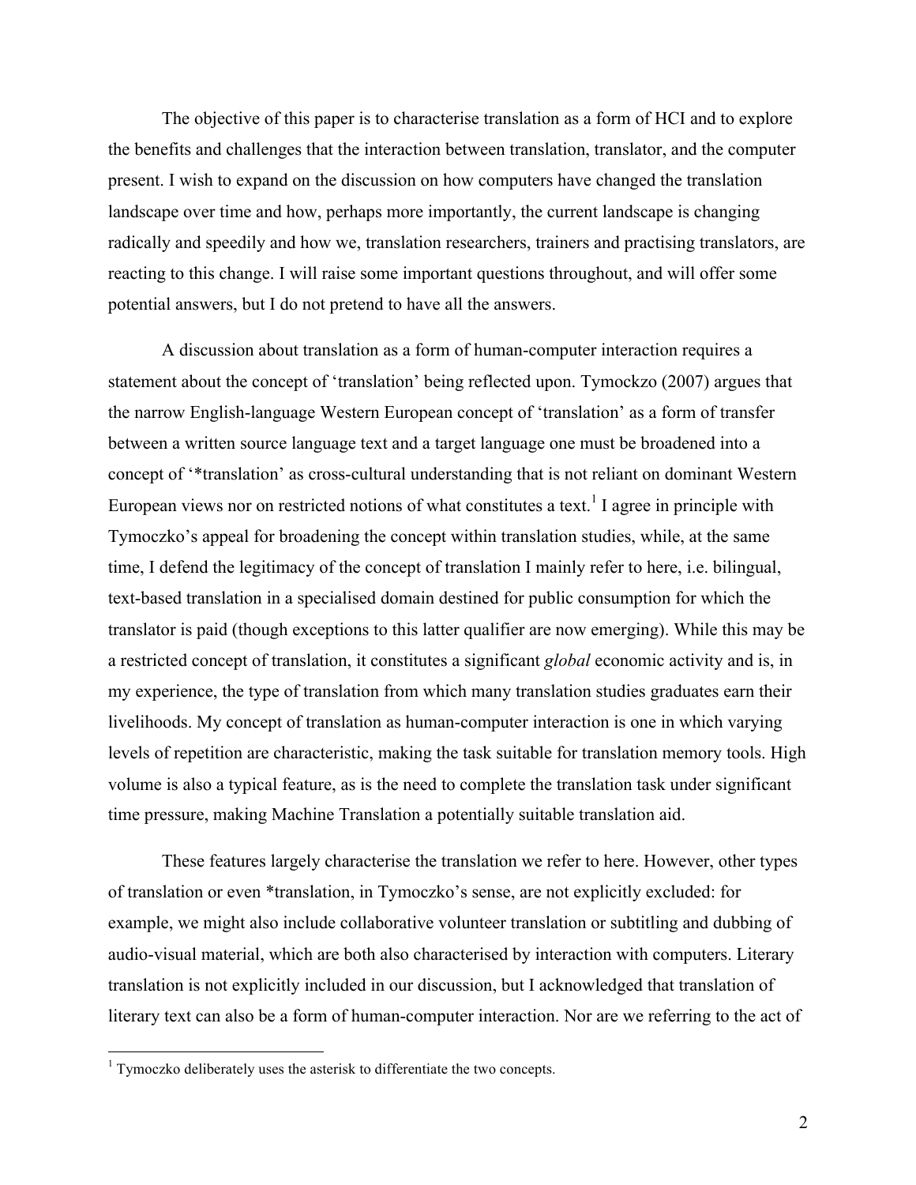The objective of this paper is to characterise translation as a form of HCI and to explore the benefits and challenges that the interaction between translation, translator, and the computer present. I wish to expand on the discussion on how computers have changed the translation landscape over time and how, perhaps more importantly, the current landscape is changing radically and speedily and how we, translation researchers, trainers and practising translators, are reacting to this change. I will raise some important questions throughout, and will offer some potential answers, but I do not pretend to have all the answers.

A discussion about translation as a form of human-computer interaction requires a statement about the concept of 'translation' being reflected upon. Tymockzo (2007) argues that the narrow English-language Western European concept of 'translation' as a form of transfer between a written source language text and a target language one must be broadened into a concept of '*translation' as cross-cultural understanding that is not reliant on dominant Western European views nor on restricted notions of what constitutes a text.[1] I agree in principle with Tymoczko's appeal for broadening the concept within translation studies, while, at the same time, I defend the legitimacy of the concept of translation I mainly refer to here, i.e. bilingual, text-based translation in a specialised domain destined for public consumption for which the translator is paid (though exceptions to this latter qualifier are now emerging). While this may be a restricted concept of translation, it constitutes a significant *global* economic activity and is, in my experience, the type of translation from which many translation studies graduates earn their livelihoods. My concept of translation as human-computer interaction is one in which varying levels of repetition are characteristic, making the task suitable for translation memory tools. High volume is also a typical feature, as is the need to complete the translation task under significant time pressure, making Machine Translation a potentially suitable translation aid.

These features largely characterise the translation we refer to here. However, other types of translation or even *translation, in Tymoczko's sense, are not explicitly excluded: for example, we might also include collaborative volunteer translation or subtitling and dubbing of audio-visual material, which are both also characterised by interaction with computers. Literary translation is not explicitly included in our discussion, but I acknowledged that translation of literary text can also be a form of human-computer interaction. Nor are we referring to the act of

[1] Tymoczko deliberately uses the asterisk to differentiate the two concepts.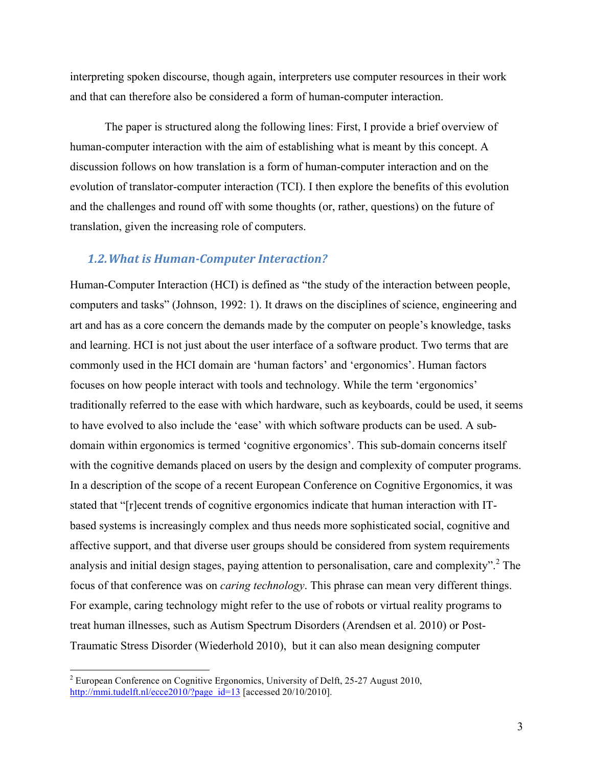interpreting spoken discourse, though again, interpreters use computer resources in their work and that can therefore also be considered a form of human-computer interaction.

The paper is structured along the following lines: First, I provide a brief overview of human-computer interaction with the aim of establishing what is meant by this concept. A discussion follows on how translation is a form of human-computer interaction and on the evolution of translator-computer interaction (TCI). I then explore the benefits of this evolution and the challenges and round off with some thoughts (or, rather, questions) on the future of translation, given the increasing role of computers.

### *1.2. What is Human-Computer Interaction?*

Human-Computer Interaction (HCI) is defined as "the study of the interaction between people, computers and tasks" (Johnson, 1992: 1). It draws on the disciplines of science, engineering and art and has as a core concern the demands made by the computer on people's knowledge, tasks and learning. HCI is not just about the user interface of a software product. Two terms that are commonly used in the HCI domain are 'human factors' and 'ergonomics'. Human factors focuses on how people interact with tools and technology. While the term 'ergonomics' traditionally referred to the ease with which hardware, such as keyboards, could be used, it seems to have evolved to also include the 'ease' with which software products can be used. A sub-domain within ergonomics is termed 'cognitive ergonomics'. This sub-domain concerns itself with the cognitive demands placed on users by the design and complexity of computer programs. In a description of the scope of a recent European Conference on Cognitive Ergonomics, it was stated that "[r]ecent trends of cognitive ergonomics indicate that human interaction with IT-based systems is increasingly complex and thus needs more sophisticated social, cognitive and affective support, and that diverse user groups should be considered from system requirements analysis and initial design stages, paying attention to personalisation, care and complexity".[2] The focus of that conference was on *caring technology*. This phrase can mean very different things. For example, caring technology might refer to the use of robots or virtual reality programs to treat human illnesses, such as Autism Spectrum Disorders (Arendsen et al. 2010) or Post-Traumatic Stress Disorder (Wiederhold 2010), but it can also mean designing computer

---

[2] European Conference on Cognitive Ergonomics, University of Delft, 25-27 August 2010, http://mmi.tudelft.nl/ecce2010/?page_id=13 [accessed 20/10/2010].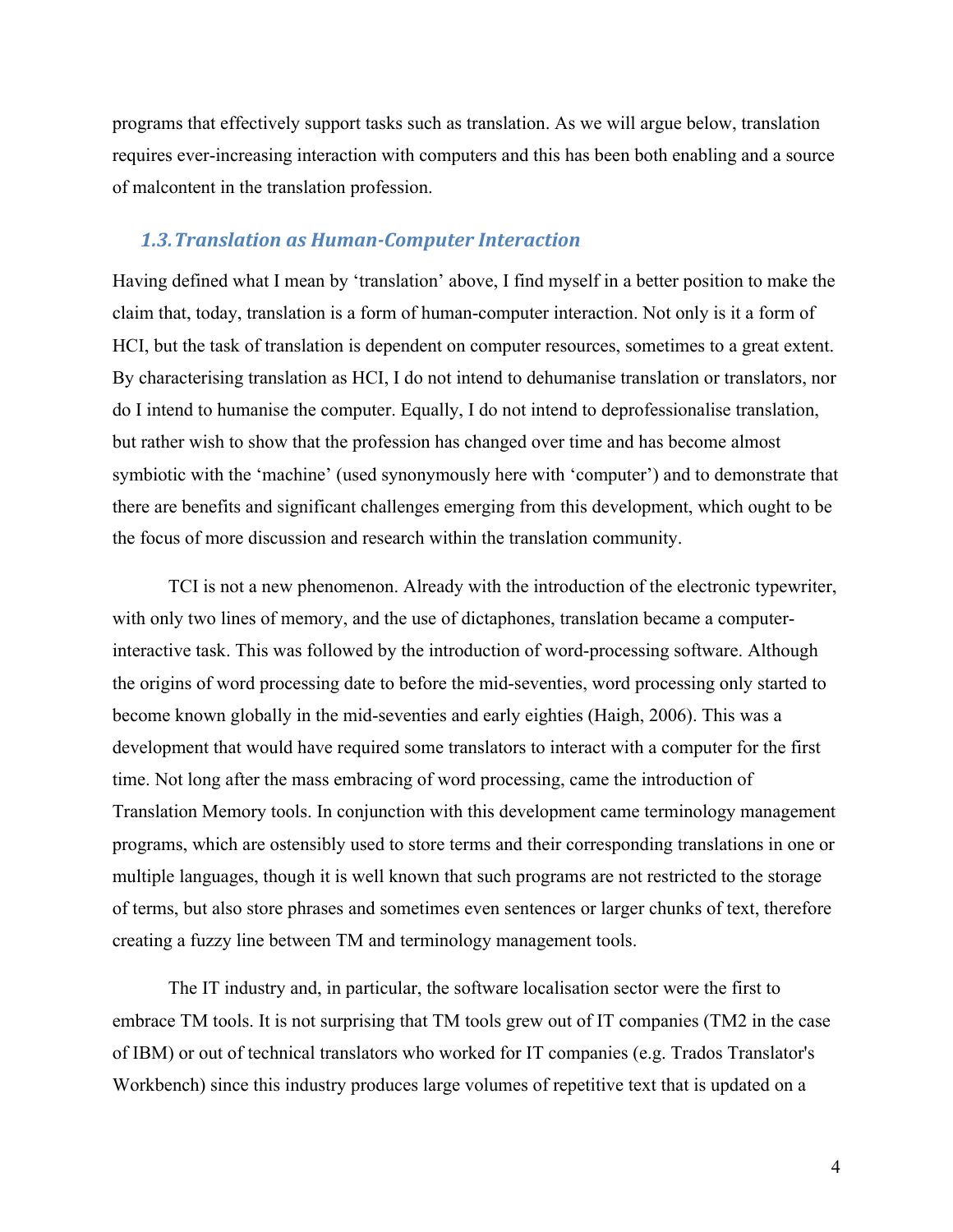programs that effectively support tasks such as translation. As we will argue below, translation requires ever-increasing interaction with computers and this has been both enabling and a source of malcontent in the translation profession.

## 1.3. Translation as Human-Computer Interaction

Having defined what I mean by 'translation' above, I find myself in a better position to make the claim that, today, translation is a form of human-computer interaction. Not only is it a form of HCI, but the task of translation is dependent on computer resources, sometimes to a great extent. By characterising translation as HCI, I do not intend to dehumanise translation or translators, nor do I intend to humanise the computer. Equally, I do not intend to deprofessionalise translation, but rather wish to show that the profession has changed over time and has become almost symbiotic with the 'machine' (used synonymously here with 'computer') and to demonstrate that there are benefits and significant challenges emerging from this development, which ought to be the focus of more discussion and research within the translation community.

TCI is not a new phenomenon. Already with the introduction of the electronic typewriter, with only two lines of memory, and the use of dictaphones, translation became a computer-interactive task. This was followed by the introduction of word-processing software. Although the origins of word processing date to before the mid-seventies, word processing only started to become known globally in the mid-seventies and early eighties (Haigh, 2006). This was a development that would have required some translators to interact with a computer for the first time. Not long after the mass embracing of word processing, came the introduction of Translation Memory tools. In conjunction with this development came terminology management programs, which are ostensibly used to store terms and their corresponding translations in one or multiple languages, though it is well known that such programs are not restricted to the storage of terms, but also store phrases and sometimes even sentences or larger chunks of text, therefore creating a fuzzy line between TM and terminology management tools.

The IT industry and, in particular, the software localisation sector were the first to embrace TM tools. It is not surprising that TM tools grew out of IT companies (TM2 in the case of IBM) or out of technical translators who worked for IT companies (e.g. Trados Translator's Workbench) since this industry produces large volumes of repetitive text that is updated on a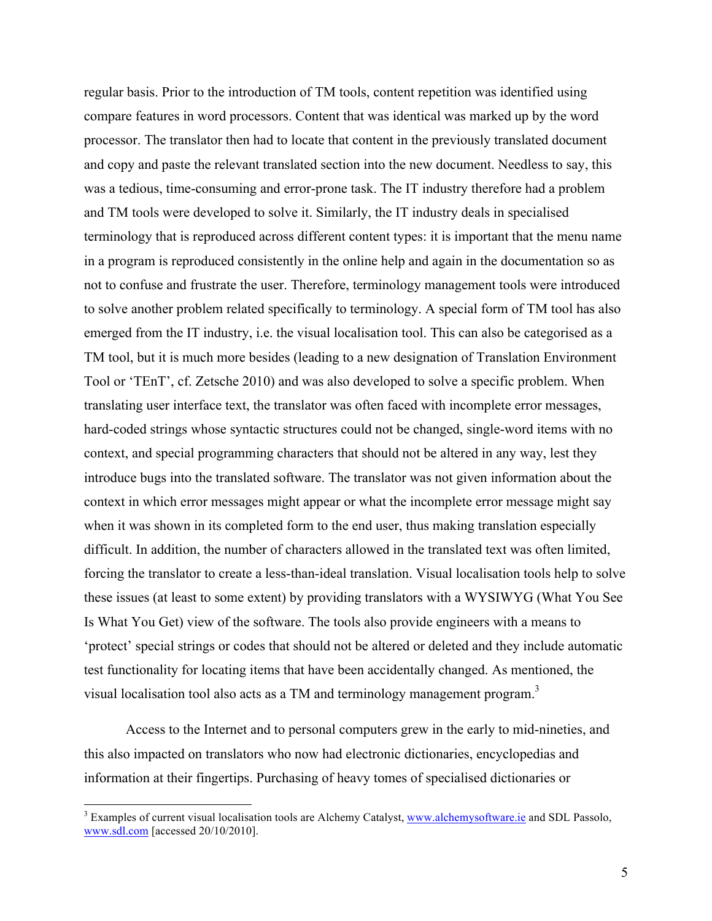regular basis. Prior to the introduction of TM tools, content repetition was identified using compare features in word processors. Content that was identical was marked up by the word processor. The translator then had to locate that content in the previously translated document and copy and paste the relevant translated section into the new document. Needless to say, this was a tedious, time-consuming and error-prone task. The IT industry therefore had a problem and TM tools were developed to solve it. Similarly, the IT industry deals in specialised terminology that is reproduced across different content types: it is important that the menu name in a program is reproduced consistently in the online help and again in the documentation so as not to confuse and frustrate the user. Therefore, terminology management tools were introduced to solve another problem related specifically to terminology. A special form of TM tool has also emerged from the IT industry, i.e. the visual localisation tool. This can also be categorised as a TM tool, but it is much more besides (leading to a new designation of Translation Environment Tool or 'TEnT', cf. Zetsche 2010) and was also developed to solve a specific problem. When translating user interface text, the translator was often faced with incomplete error messages, hard-coded strings whose syntactic structures could not be changed, single-word items with no context, and special programming characters that should not be altered in any way, lest they introduce bugs into the translated software. The translator was not given information about the context in which error messages might appear or what the incomplete error message might say when it was shown in its completed form to the end user, thus making translation especially difficult. In addition, the number of characters allowed in the translated text was often limited, forcing the translator to create a less-than-ideal translation. Visual localisation tools help to solve these issues (at least to some extent) by providing translators with a WYSIWYG (What You See Is What You Get) view of the software. The tools also provide engineers with a means to 'protect' special strings or codes that should not be altered or deleted and they include automatic test functionality for locating items that have been accidentally changed. As mentioned, the visual localisation tool also acts as a TM and terminology management program.[3]

Access to the Internet and to personal computers grew in the early to mid-nineties, and this also impacted on translators who now had electronic dictionaries, encyclopedias and information at their fingertips. Purchasing of heavy tomes of specialised dictionaries or

[3] Examples of current visual localisation tools are Alchemy Catalyst, www.alchemysoftware.ie and SDL Passolo, www.sdl.com [accessed 20/10/2010].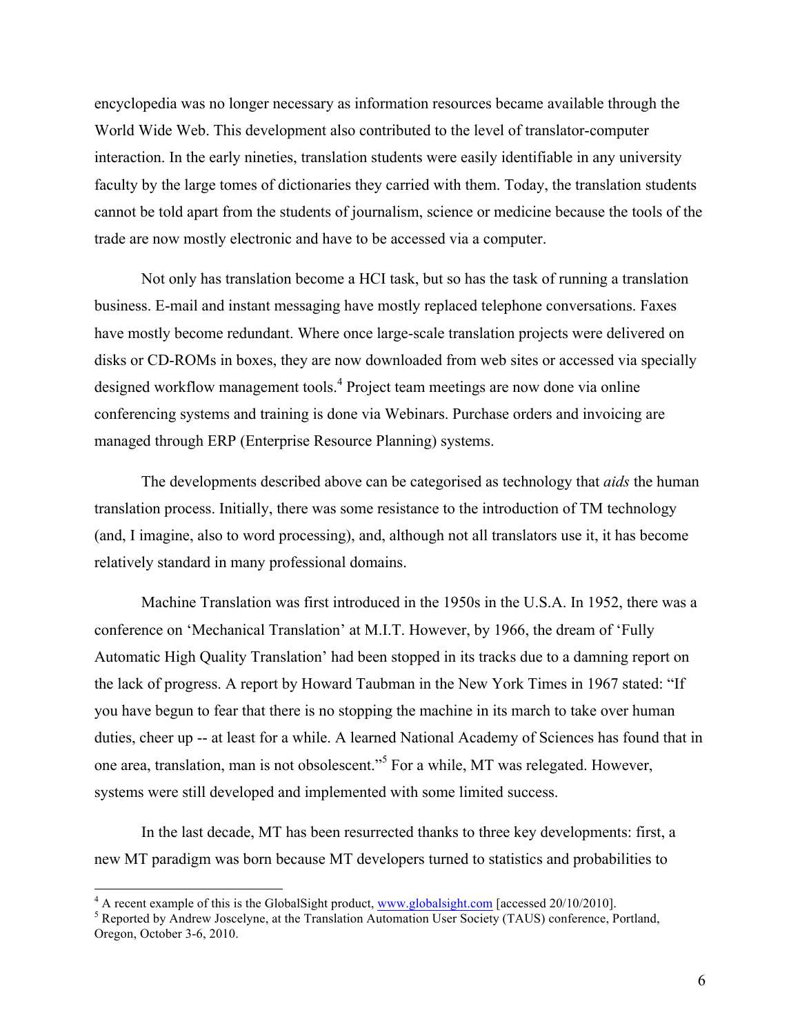encyclopedia was no longer necessary as information resources became available through the World Wide Web. This development also contributed to the level of translator-computer interaction. In the early nineties, translation students were easily identifiable in any university faculty by the large tomes of dictionaries they carried with them. Today, the translation students cannot be told apart from the students of journalism, science or medicine because the tools of the trade are now mostly electronic and have to be accessed via a computer.

Not only has translation become a HCI task, but so has the task of running a translation business. E-mail and instant messaging have mostly replaced telephone conversations. Faxes have mostly become redundant. Where once large-scale translation projects were delivered on disks or CD-ROMs in boxes, they are now downloaded from web sites or accessed via specially designed workflow management tools.[4] Project team meetings are now done via online conferencing systems and training is done via Webinars. Purchase orders and invoicing are managed through ERP (Enterprise Resource Planning) systems.

The developments described above can be categorised as technology that *aids* the human translation process. Initially, there was some resistance to the introduction of TM technology (and, I imagine, also to word processing), and, although not all translators use it, it has become relatively standard in many professional domains.

Machine Translation was first introduced in the 1950s in the U.S.A. In 1952, there was a conference on 'Mechanical Translation' at M.I.T. However, by 1966, the dream of 'Fully Automatic High Quality Translation' had been stopped in its tracks due to a damning report on the lack of progress. A report by Howard Taubman in the New York Times in 1967 stated: "If you have begun to fear that there is no stopping the machine in its march to take over human duties, cheer up -- at least for a while. A learned National Academy of Sciences has found that in one area, translation, man is not obsolescent."[5] For a while, MT was relegated. However, systems were still developed and implemented with some limited success.

In the last decade, MT has been resurrected thanks to three key developments: first, a new MT paradigm was born because MT developers turned to statistics and probabilities to

---

[4] A recent example of this is the GlobalSight product, www.globalsight.com [accessed 20/10/2010].

[5] Reported by Andrew Joscelyne, at the Translation Automation User Society (TAUS) conference, Portland, Oregon, October 3-6, 2010.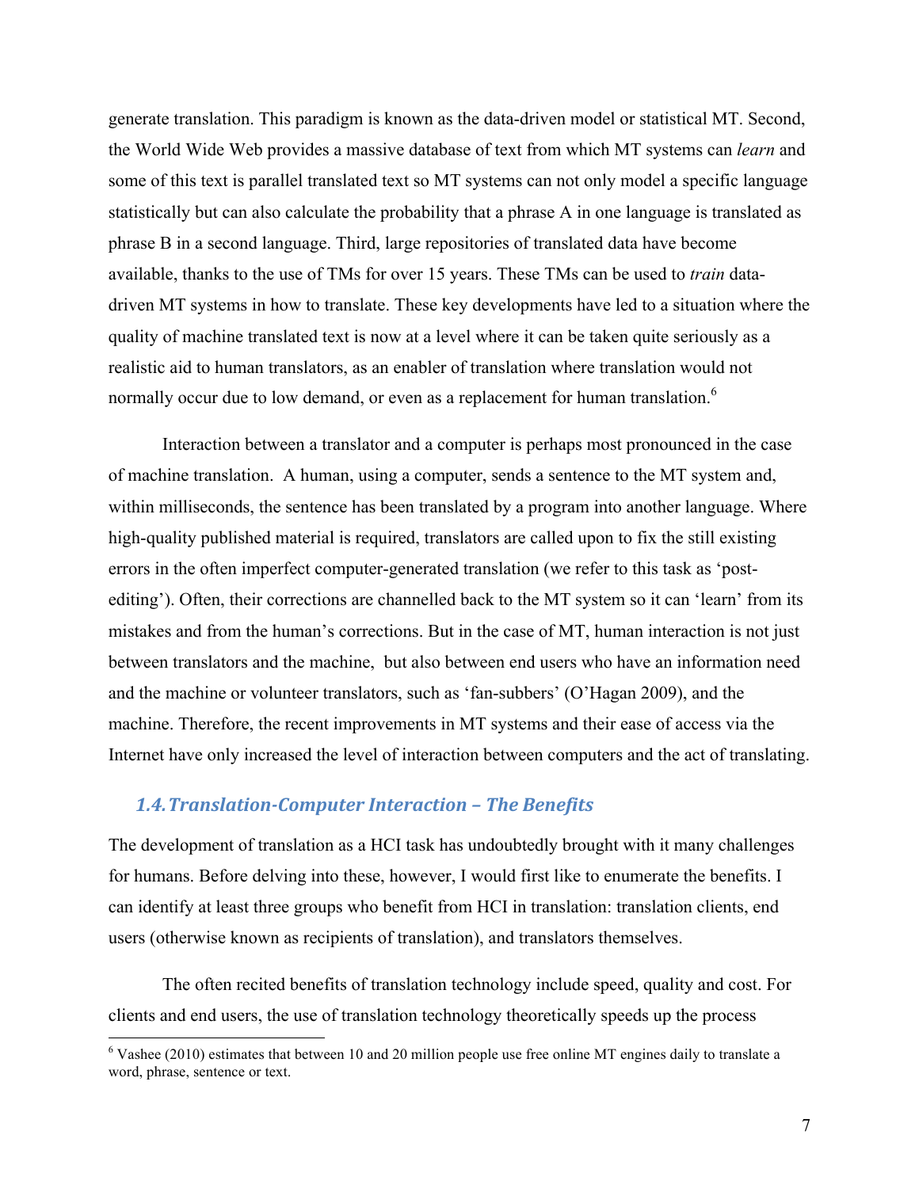generate translation. This paradigm is known as the data-driven model or statistical MT. Second, the World Wide Web provides a massive database of text from which MT systems can *learn* and some of this text is parallel translated text so MT systems can not only model a specific language statistically but can also calculate the probability that a phrase A in one language is translated as phrase B in a second language. Third, large repositories of translated data have become available, thanks to the use of TMs for over 15 years. These TMs can be used to *train* data-driven MT systems in how to translate. These key developments have led to a situation where the quality of machine translated text is now at a level where it can be taken quite seriously as a realistic aid to human translators, as an enabler of translation where translation would not normally occur due to low demand, or even as a replacement for human translation.[6]

Interaction between a translator and a computer is perhaps most pronounced in the case of machine translation. A human, using a computer, sends a sentence to the MT system and, within milliseconds, the sentence has been translated by a program into another language. Where high-quality published material is required, translators are called upon to fix the still existing errors in the often imperfect computer-generated translation (we refer to this task as 'post-editing'). Often, their corrections are channelled back to the MT system so it can 'learn' from its mistakes and from the human's corrections. But in the case of MT, human interaction is not just between translators and the machine, but also between end users who have an information need and the machine or volunteer translators, such as 'fan-subbers' (O'Hagan 2009), and the machine. Therefore, the recent improvements in MT systems and their ease of access via the Internet have only increased the level of interaction between computers and the act of translating.

## 1.4. Translation-Computer Interaction – The Benefits

The development of translation as a HCI task has undoubtedly brought with it many challenges for humans. Before delving into these, however, I would first like to enumerate the benefits. I can identify at least three groups who benefit from HCI in translation: translation clients, end users (otherwise known as recipients of translation), and translators themselves.

The often recited benefits of translation technology include speed, quality and cost. For clients and end users, the use of translation technology theoretically speeds up the process

[6] Vashee (2010) estimates that between 10 and 20 million people use free online MT engines daily to translate a word, phrase, sentence or text.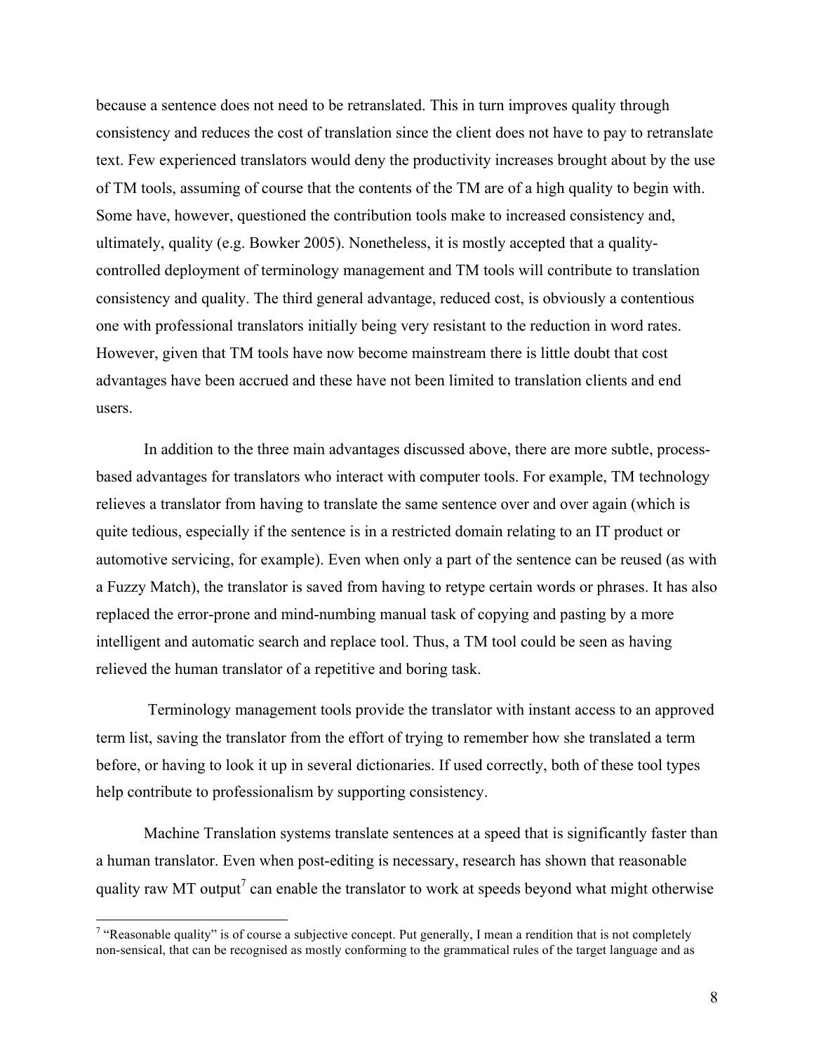because a sentence does not need to be retranslated. This in turn improves quality through consistency and reduces the cost of translation since the client does not have to pay to retranslate text. Few experienced translators would deny the productivity increases brought about by the use of TM tools, assuming of course that the contents of the TM are of a high quality to begin with. Some have, however, questioned the contribution tools make to increased consistency and, ultimately, quality (e.g. Bowker 2005). Nonetheless, it is mostly accepted that a quality-controlled deployment of terminology management and TM tools will contribute to translation consistency and quality. The third general advantage, reduced cost, is obviously a contentious one with professional translators initially being very resistant to the reduction in word rates. However, given that TM tools have now become mainstream there is little doubt that cost advantages have been accrued and these have not been limited to translation clients and end users.

In addition to the three main advantages discussed above, there are more subtle, process-based advantages for translators who interact with computer tools. For example, TM technology relieves a translator from having to translate the same sentence over and over again (which is quite tedious, especially if the sentence is in a restricted domain relating to an IT product or automotive servicing, for example). Even when only a part of the sentence can be reused (as with a Fuzzy Match), the translator is saved from having to retype certain words or phrases. It has also replaced the error-prone and mind-numbing manual task of copying and pasting by a more intelligent and automatic search and replace tool. Thus, a TM tool could be seen as having relieved the human translator of a repetitive and boring task.

Terminology management tools provide the translator with instant access to an approved term list, saving the translator from the effort of trying to remember how she translated a term before, or having to look it up in several dictionaries. If used correctly, both of these tool types help contribute to professionalism by supporting consistency.

Machine Translation systems translate sentences at a speed that is significantly faster than a human translator. Even when post-editing is necessary, research has shown that reasonable quality raw MT output[7] can enable the translator to work at speeds beyond what might otherwise

[7] "Reasonable quality" is of course a subjective concept. Put generally, I mean a rendition that is not completely non-sensical, that can be recognised as mostly conforming to the grammatical rules of the target language and as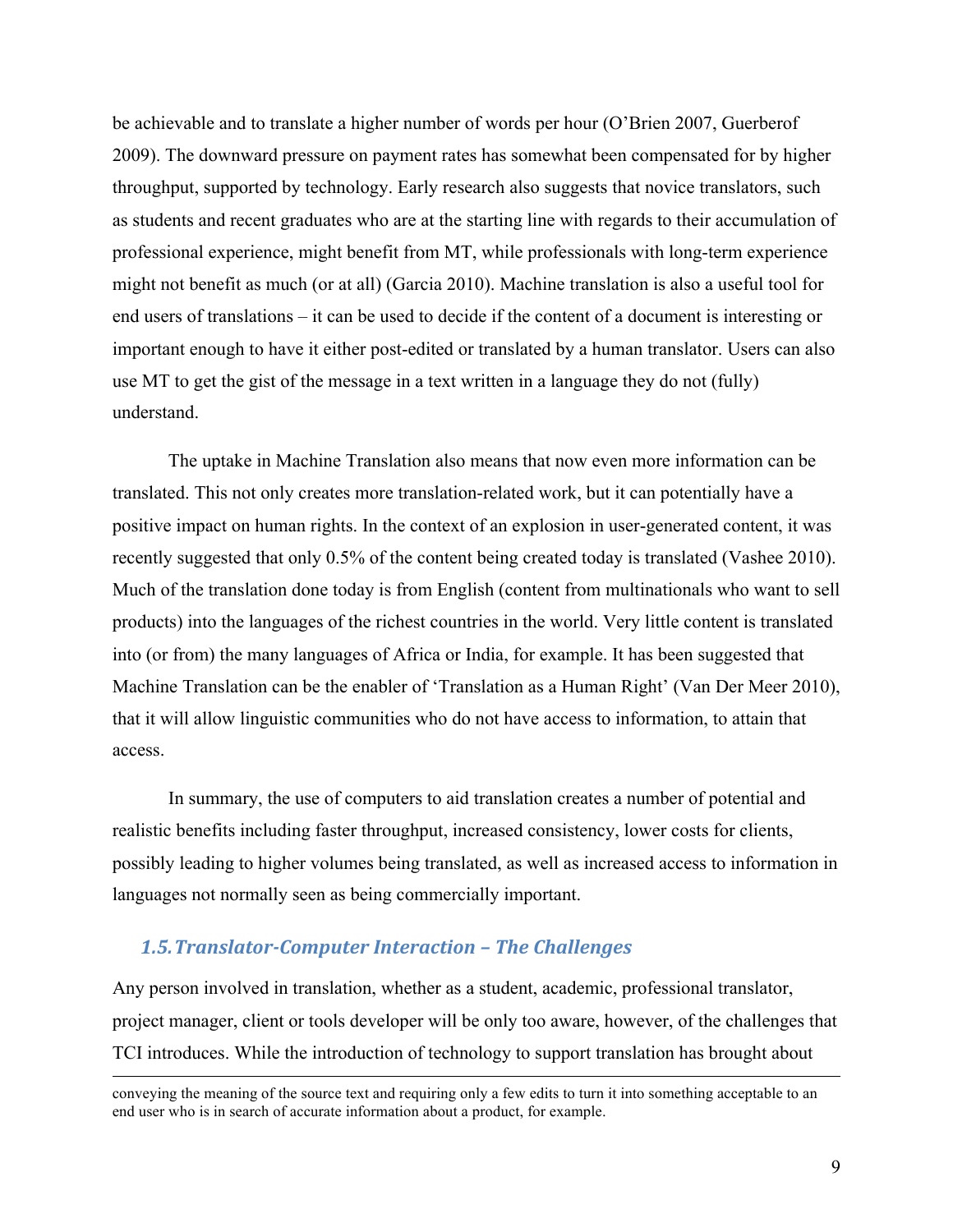be achievable and to translate a higher number of words per hour (O'Brien 2007, Guerberof 2009). The downward pressure on payment rates has somewhat been compensated for by higher throughput, supported by technology. Early research also suggests that novice translators, such as students and recent graduates who are at the starting line with regards to their accumulation of professional experience, might benefit from MT, while professionals with long-term experience might not benefit as much (or at all) (Garcia 2010). Machine translation is also a useful tool for end users of translations – it can be used to decide if the content of a document is interesting or important enough to have it either post-edited or translated by a human translator. Users can also use MT to get the gist of the message in a text written in a language they do not (fully) understand.

The uptake in Machine Translation also means that now even more information can be translated. This not only creates more translation-related work, but it can potentially have a positive impact on human rights. In the context of an explosion in user-generated content, it was recently suggested that only 0.5% of the content being created today is translated (Vashee 2010). Much of the translation done today is from English (content from multinationals who want to sell products) into the languages of the richest countries in the world. Very little content is translated into (or from) the many languages of Africa or India, for example. It has been suggested that Machine Translation can be the enabler of 'Translation as a Human Right' (Van Der Meer 2010), that it will allow linguistic communities who do not have access to information, to attain that access.

In summary, the use of computers to aid translation creates a number of potential and realistic benefits including faster throughput, increased consistency, lower costs for clients, possibly leading to higher volumes being translated, as well as increased access to information in languages not normally seen as being commercially important.

## *1.5. Translator-Computer Interaction – The Challenges*

Any person involved in translation, whether as a student, academic, professional translator, project manager, client or tools developer will be only too aware, however, of the challenges that TCI introduces. While the introduction of technology to support translation has brought about

---

conveying the meaning of the source text and requiring only a few edits to turn it into something acceptable to an end user who is in search of accurate information about a product, for example.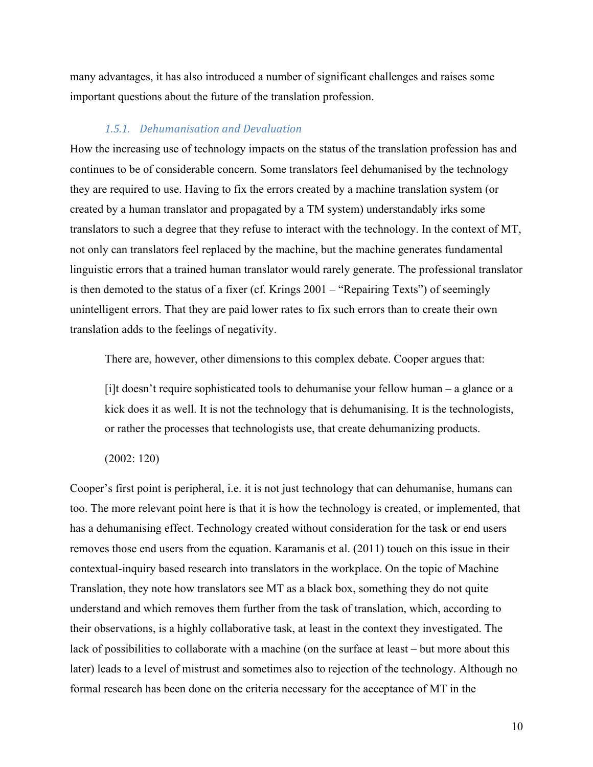many advantages, it has also introduced a number of significant challenges and raises some important questions about the future of the translation profession.

### *1.5.1. Dehumanisation and Devaluation*

How the increasing use of technology impacts on the status of the translation profession has and continues to be of considerable concern. Some translators feel dehumanised by the technology they are required to use. Having to fix the errors created by a machine translation system (or created by a human translator and propagated by a TM system) understandably irks some translators to such a degree that they refuse to interact with the technology. In the context of MT, not only can translators feel replaced by the machine, but the machine generates fundamental linguistic errors that a trained human translator would rarely generate. The professional translator is then demoted to the status of a fixer (cf. Krings 2001 – "Repairing Texts") of seemingly unintelligent errors. That they are paid lower rates to fix such errors than to create their own translation adds to the feelings of negativity.

There are, however, other dimensions to this complex debate. Cooper argues that:

> [i]t doesn't require sophisticated tools to dehumanise your fellow human – a glance or a kick does it as well. It is not the technology that is dehumanising. It is the technologists, or rather the processes that technologists use, that create dehumanizing products.
>
> (2002: 120)

Cooper's first point is peripheral, i.e. it is not just technology that can dehumanise, humans can too. The more relevant point here is that it is how the technology is created, or implemented, that has a dehumanising effect. Technology created without consideration for the task or end users removes those end users from the equation. Karamanis et al. (2011) touch on this issue in their contextual-inquiry based research into translators in the workplace. On the topic of Machine Translation, they note how translators see MT as a black box, something they do not quite understand and which removes them further from the task of translation, which, according to their observations, is a highly collaborative task, at least in the context they investigated. The lack of possibilities to collaborate with a machine (on the surface at least – but more about this later) leads to a level of mistrust and sometimes also to rejection of the technology. Although no formal research has been done on the criteria necessary for the acceptance of MT in the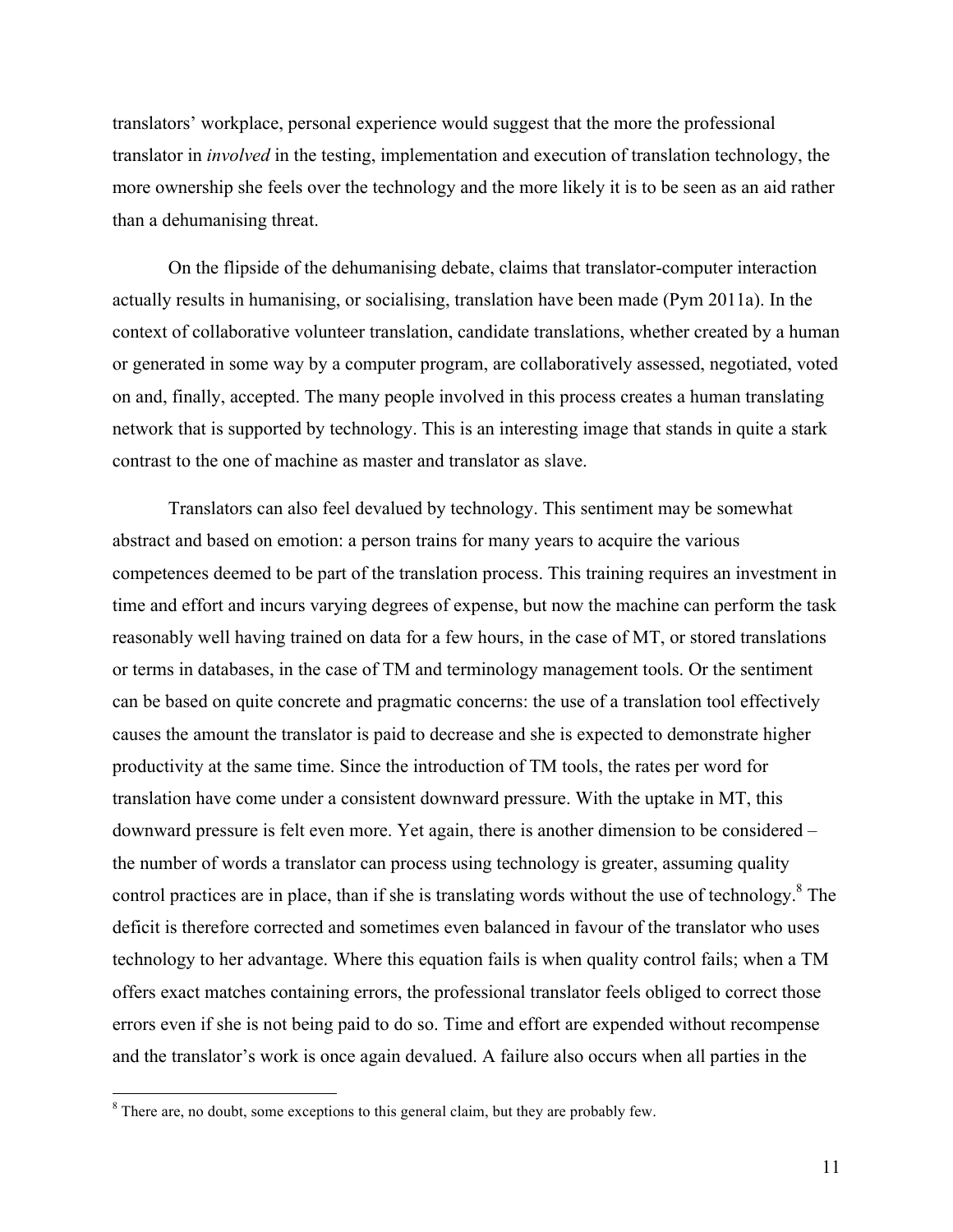translators' workplace, personal experience would suggest that the more the professional translator in *involved* in the testing, implementation and execution of translation technology, the more ownership she feels over the technology and the more likely it is to be seen as an aid rather than a dehumanising threat.

On the flipside of the dehumanising debate, claims that translator-computer interaction actually results in humanising, or socialising, translation have been made (Pym 2011a). In the context of collaborative volunteer translation, candidate translations, whether created by a human or generated in some way by a computer program, are collaboratively assessed, negotiated, voted on and, finally, accepted. The many people involved in this process creates a human translating network that is supported by technology. This is an interesting image that stands in quite a stark contrast to the one of machine as master and translator as slave.

Translators can also feel devalued by technology. This sentiment may be somewhat abstract and based on emotion: a person trains for many years to acquire the various competences deemed to be part of the translation process. This training requires an investment in time and effort and incurs varying degrees of expense, but now the machine can perform the task reasonably well having trained on data for a few hours, in the case of MT, or stored translations or terms in databases, in the case of TM and terminology management tools. Or the sentiment can be based on quite concrete and pragmatic concerns: the use of a translation tool effectively causes the amount the translator is paid to decrease and she is expected to demonstrate higher productivity at the same time. Since the introduction of TM tools, the rates per word for translation have come under a consistent downward pressure. With the uptake in MT, this downward pressure is felt even more. Yet again, there is another dimension to be considered – the number of words a translator can process using technology is greater, assuming quality control practices are in place, than if she is translating words without the use of technology.[8] The deficit is therefore corrected and sometimes even balanced in favour of the translator who uses technology to her advantage. Where this equation fails is when quality control fails; when a TM offers exact matches containing errors, the professional translator feels obliged to correct those errors even if she is not being paid to do so. Time and effort are expended without recompense and the translator's work is once again devalued. A failure also occurs when all parties in the

[8] There are, no doubt, some exceptions to this general claim, but they are probably few.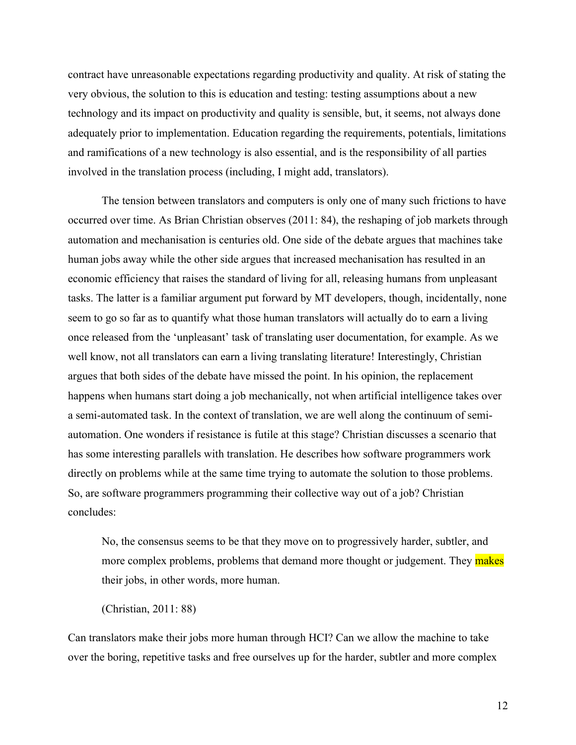contract have unreasonable expectations regarding productivity and quality. At risk of stating the very obvious, the solution to this is education and testing: testing assumptions about a new technology and its impact on productivity and quality is sensible, but, it seems, not always done adequately prior to implementation. Education regarding the requirements, potentials, limitations and ramifications of a new technology is also essential, and is the responsibility of all parties involved in the translation process (including, I might add, translators).

The tension between translators and computers is only one of many such frictions to have occurred over time. As Brian Christian observes (2011: 84), the reshaping of job markets through automation and mechanisation is centuries old. One side of the debate argues that machines take human jobs away while the other side argues that increased mechanisation has resulted in an economic efficiency that raises the standard of living for all, releasing humans from unpleasant tasks. The latter is a familiar argument put forward by MT developers, though, incidentally, none seem to go so far as to quantify what those human translators will actually do to earn a living once released from the 'unpleasant' task of translating user documentation, for example. As we well know, not all translators can earn a living translating literature! Interestingly, Christian argues that both sides of the debate have missed the point. In his opinion, the replacement happens when humans start doing a job mechanically, not when artificial intelligence takes over a semi-automated task. In the context of translation, we are well along the continuum of semi-automation. One wonders if resistance is futile at this stage? Christian discusses a scenario that has some interesting parallels with translation. He describes how software programmers work directly on problems while at the same time trying to automate the solution to those problems. So, are software programmers programming their collective way out of a job? Christian concludes:

> No, the consensus seems to be that they move on to progressively harder, subtler, and more complex problems, problems that demand more thought or judgement. They makes their jobs, in other words, more human.
>
> (Christian, 2011: 88)

Can translators make their jobs more human through HCI? Can we allow the machine to take over the boring, repetitive tasks and free ourselves up for the harder, subtler and more complex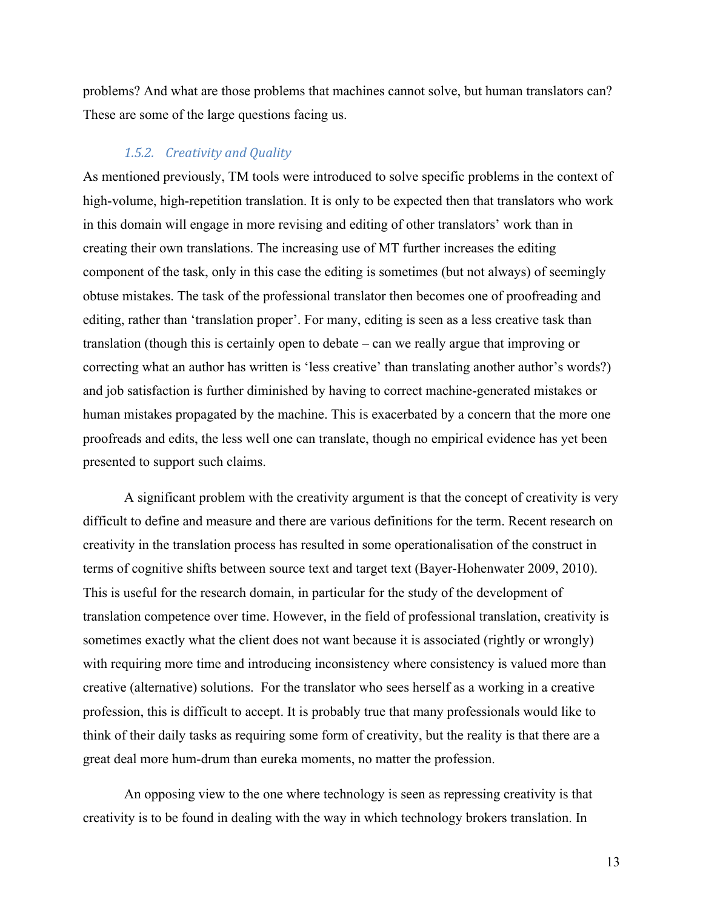problems? And what are those problems that machines cannot solve, but human translators can? These are some of the large questions facing us.

### *1.5.2. Creativity and Quality*

As mentioned previously, TM tools were introduced to solve specific problems in the context of high-volume, high-repetition translation. It is only to be expected then that translators who work in this domain will engage in more revising and editing of other translators' work than in creating their own translations. The increasing use of MT further increases the editing component of the task, only in this case the editing is sometimes (but not always) of seemingly obtuse mistakes. The task of the professional translator then becomes one of proofreading and editing, rather than 'translation proper'. For many, editing is seen as a less creative task than translation (though this is certainly open to debate – can we really argue that improving or correcting what an author has written is 'less creative' than translating another author's words?) and job satisfaction is further diminished by having to correct machine-generated mistakes or human mistakes propagated by the machine. This is exacerbated by a concern that the more one proofreads and edits, the less well one can translate, though no empirical evidence has yet been presented to support such claims.

A significant problem with the creativity argument is that the concept of creativity is very difficult to define and measure and there are various definitions for the term. Recent research on creativity in the translation process has resulted in some operationalisation of the construct in terms of cognitive shifts between source text and target text (Bayer-Hohenwater 2009, 2010). This is useful for the research domain, in particular for the study of the development of translation competence over time. However, in the field of professional translation, creativity is sometimes exactly what the client does not want because it is associated (rightly or wrongly) with requiring more time and introducing inconsistency where consistency is valued more than creative (alternative) solutions. For the translator who sees herself as a working in a creative profession, this is difficult to accept. It is probably true that many professionals would like to think of their daily tasks as requiring some form of creativity, but the reality is that there are a great deal more hum-drum than eureka moments, no matter the profession.

An opposing view to the one where technology is seen as repressing creativity is that creativity is to be found in dealing with the way in which technology brokers translation. In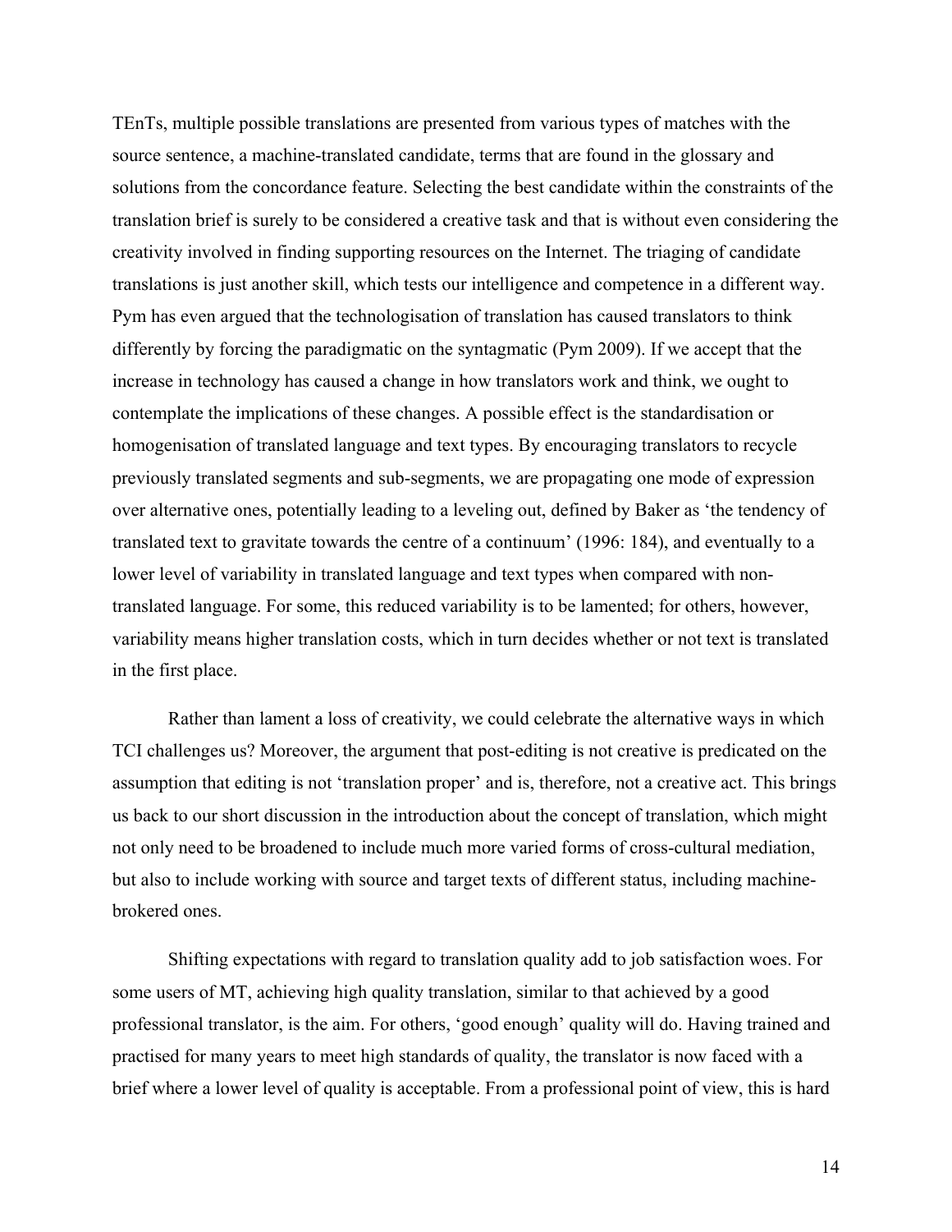TEnTs, multiple possible translations are presented from various types of matches with the source sentence, a machine-translated candidate, terms that are found in the glossary and solutions from the concordance feature. Selecting the best candidate within the constraints of the translation brief is surely to be considered a creative task and that is without even considering the creativity involved in finding supporting resources on the Internet. The triaging of candidate translations is just another skill, which tests our intelligence and competence in a different way. Pym has even argued that the technologisation of translation has caused translators to think differently by forcing the paradigmatic on the syntagmatic (Pym 2009). If we accept that the increase in technology has caused a change in how translators work and think, we ought to contemplate the implications of these changes. A possible effect is the standardisation or homogenisation of translated language and text types. By encouraging translators to recycle previously translated segments and sub-segments, we are propagating one mode of expression over alternative ones, potentially leading to a leveling out, defined by Baker as 'the tendency of translated text to gravitate towards the centre of a continuum' (1996: 184), and eventually to a lower level of variability in translated language and text types when compared with non-translated language. For some, this reduced variability is to be lamented; for others, however, variability means higher translation costs, which in turn decides whether or not text is translated in the first place.

Rather than lament a loss of creativity, we could celebrate the alternative ways in which TCI challenges us? Moreover, the argument that post-editing is not creative is predicated on the assumption that editing is not 'translation proper' and is, therefore, not a creative act. This brings us back to our short discussion in the introduction about the concept of translation, which might not only need to be broadened to include much more varied forms of cross-cultural mediation, but also to include working with source and target texts of different status, including machine-brokered ones.

Shifting expectations with regard to translation quality add to job satisfaction woes. For some users of MT, achieving high quality translation, similar to that achieved by a good professional translator, is the aim. For others, 'good enough' quality will do. Having trained and practised for many years to meet high standards of quality, the translator is now faced with a brief where a lower level of quality is acceptable. From a professional point of view, this is hard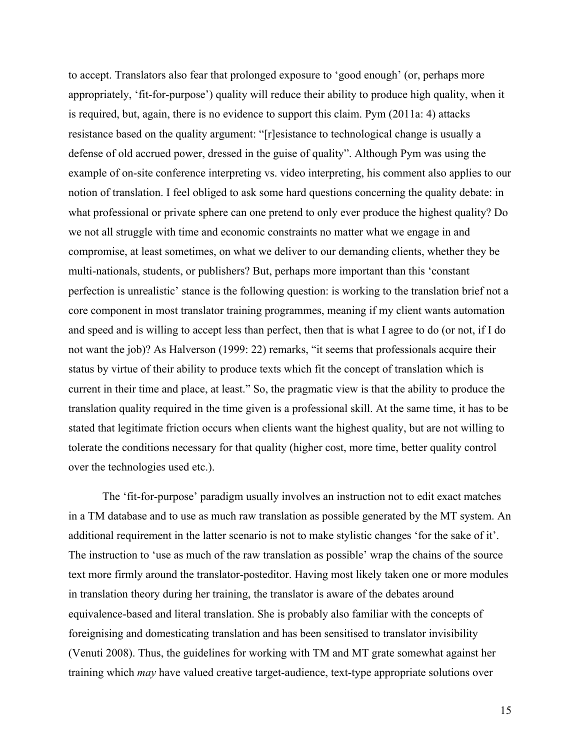to accept. Translators also fear that prolonged exposure to 'good enough' (or, perhaps more appropriately, 'fit-for-purpose') quality will reduce their ability to produce high quality, when it is required, but, again, there is no evidence to support this claim. Pym (2011a: 4) attacks resistance based on the quality argument: "[r]esistance to technological change is usually a defense of old accrued power, dressed in the guise of quality". Although Pym was using the example of on-site conference interpreting vs. video interpreting, his comment also applies to our notion of translation. I feel obliged to ask some hard questions concerning the quality debate: in what professional or private sphere can one pretend to only ever produce the highest quality? Do we not all struggle with time and economic constraints no matter what we engage in and compromise, at least sometimes, on what we deliver to our demanding clients, whether they be multi-nationals, students, or publishers? But, perhaps more important than this 'constant perfection is unrealistic' stance is the following question: is working to the translation brief not a core component in most translator training programmes, meaning if my client wants automation and speed and is willing to accept less than perfect, then that is what I agree to do (or not, if I do not want the job)? As Halverson (1999: 22) remarks, "it seems that professionals acquire their status by virtue of their ability to produce texts which fit the concept of translation which is current in their time and place, at least." So, the pragmatic view is that the ability to produce the translation quality required in the time given is a professional skill. At the same time, it has to be stated that legitimate friction occurs when clients want the highest quality, but are not willing to tolerate the conditions necessary for that quality (higher cost, more time, better quality control over the technologies used etc.).

The 'fit-for-purpose' paradigm usually involves an instruction not to edit exact matches in a TM database and to use as much raw translation as possible generated by the MT system. An additional requirement in the latter scenario is not to make stylistic changes 'for the sake of it'. The instruction to 'use as much of the raw translation as possible' wrap the chains of the source text more firmly around the translator-posteditor. Having most likely taken one or more modules in translation theory during her training, the translator is aware of the debates around equivalence-based and literal translation. She is probably also familiar with the concepts of foreignising and domesticating translation and has been sensitised to translator invisibility (Venuti 2008). Thus, the guidelines for working with TM and MT grate somewhat against her training which *may* have valued creative target-audience, text-type appropriate solutions over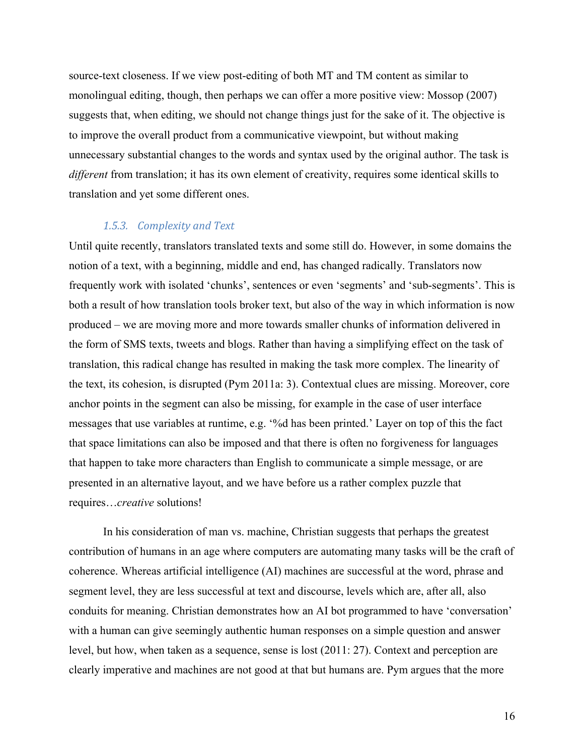source-text closeness. If we view post-editing of both MT and TM content as similar to monolingual editing, though, then perhaps we can offer a more positive view: Mossop (2007) suggests that, when editing, we should not change things just for the sake of it. The objective is to improve the overall product from a communicative viewpoint, but without making unnecessary substantial changes to the words and syntax used by the original author. The task is *different* from translation; it has its own element of creativity, requires some identical skills to translation and yet some different ones.

### 1.5.3. Complexity and Text

Until quite recently, translators translated texts and some still do. However, in some domains the notion of a text, with a beginning, middle and end, has changed radically. Translators now frequently work with isolated 'chunks', sentences or even 'segments' and 'sub-segments'. This is both a result of how translation tools broker text, but also of the way in which information is now produced – we are moving more and more towards smaller chunks of information delivered in the form of SMS texts, tweets and blogs. Rather than having a simplifying effect on the task of translation, this radical change has resulted in making the task more complex. The linearity of the text, its cohesion, is disrupted (Pym 2011a: 3). Contextual clues are missing. Moreover, core anchor points in the segment can also be missing, for example in the case of user interface messages that use variables at runtime, e.g. '%d has been printed.' Layer on top of this the fact that space limitations can also be imposed and that there is often no forgiveness for languages that happen to take more characters than English to communicate a simple message, or are presented in an alternative layout, and we have before us a rather complex puzzle that requires…*creative* solutions!

In his consideration of man vs. machine, Christian suggests that perhaps the greatest contribution of humans in an age where computers are automating many tasks will be the craft of coherence. Whereas artificial intelligence (AI) machines are successful at the word, phrase and segment level, they are less successful at text and discourse, levels which are, after all, also conduits for meaning. Christian demonstrates how an AI bot programmed to have 'conversation' with a human can give seemingly authentic human responses on a simple question and answer level, but how, when taken as a sequence, sense is lost (2011: 27). Context and perception are clearly imperative and machines are not good at that but humans are. Pym argues that the more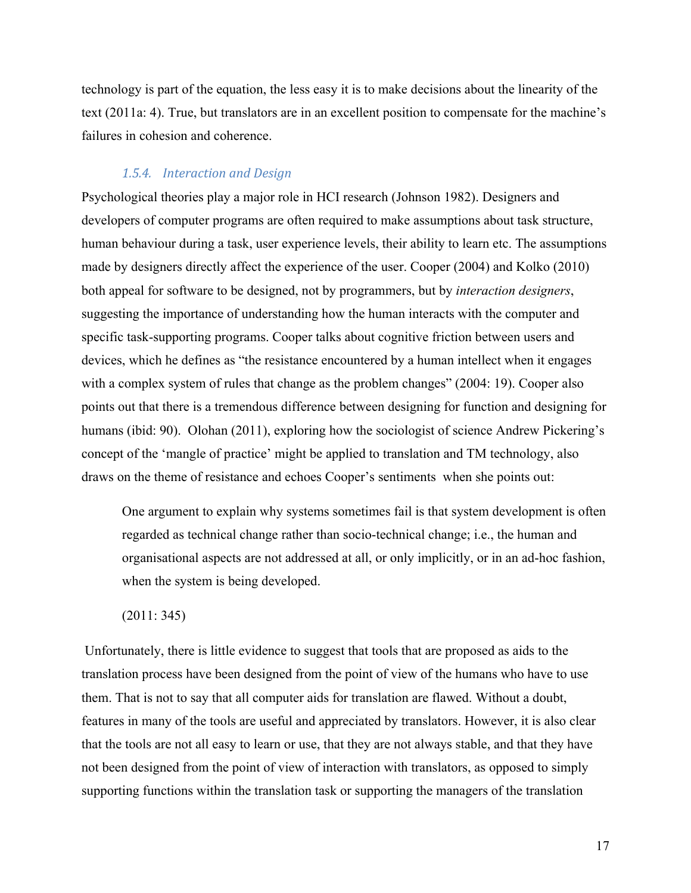technology is part of the equation, the less easy it is to make decisions about the linearity of the text (2011a: 4). True, but translators are in an excellent position to compensate for the machine's failures in cohesion and coherence.

### *1.5.4. Interaction and Design*

Psychological theories play a major role in HCI research (Johnson 1982). Designers and developers of computer programs are often required to make assumptions about task structure, human behaviour during a task, user experience levels, their ability to learn etc. The assumptions made by designers directly affect the experience of the user. Cooper (2004) and Kolko (2010) both appeal for software to be designed, not by programmers, but by *interaction designers*, suggesting the importance of understanding how the human interacts with the computer and specific task-supporting programs. Cooper talks about cognitive friction between users and devices, which he defines as "the resistance encountered by a human intellect when it engages with a complex system of rules that change as the problem changes" (2004: 19). Cooper also points out that there is a tremendous difference between designing for function and designing for humans (ibid: 90). Olohan (2011), exploring how the sociologist of science Andrew Pickering's concept of the 'mangle of practice' might be applied to translation and TM technology, also draws on the theme of resistance and echoes Cooper's sentiments when she points out:

> One argument to explain why systems sometimes fail is that system development is often regarded as technical change rather than socio-technical change; i.e., the human and organisational aspects are not addressed at all, or only implicitly, or in an ad-hoc fashion, when the system is being developed.
>
> (2011: 345)

Unfortunately, there is little evidence to suggest that tools that are proposed as aids to the translation process have been designed from the point of view of the humans who have to use them. That is not to say that all computer aids for translation are flawed. Without a doubt, features in many of the tools are useful and appreciated by translators. However, it is also clear that the tools are not all easy to learn or use, that they are not always stable, and that they have not been designed from the point of view of interaction with translators, as opposed to simply supporting functions within the translation task or supporting the managers of the translation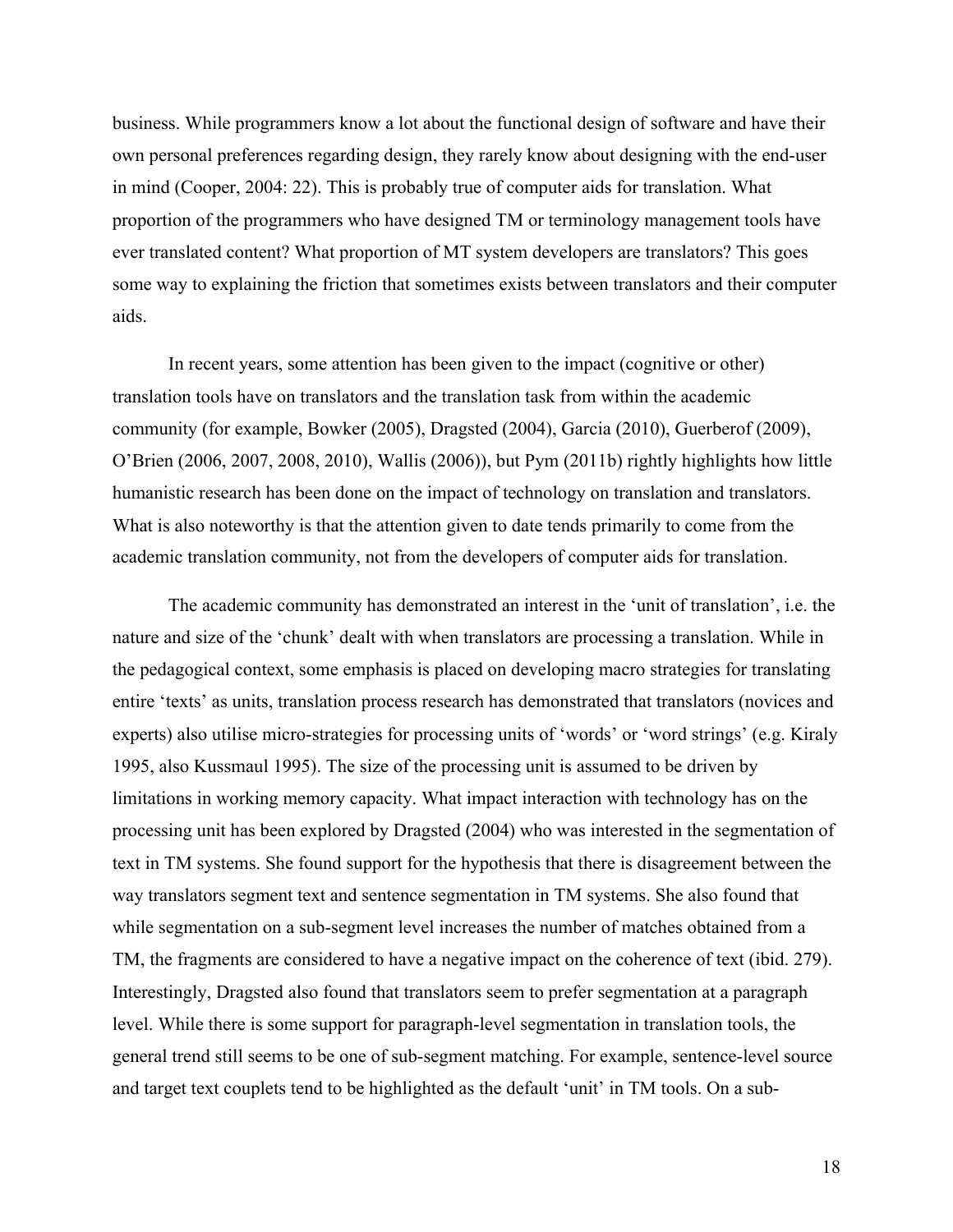business. While programmers know a lot about the functional design of software and have their own personal preferences regarding design, they rarely know about designing with the end-user in mind (Cooper, 2004: 22). This is probably true of computer aids for translation. What proportion of the programmers who have designed TM or terminology management tools have ever translated content? What proportion of MT system developers are translators? This goes some way to explaining the friction that sometimes exists between translators and their computer aids.

In recent years, some attention has been given to the impact (cognitive or other) translation tools have on translators and the translation task from within the academic community (for example, Bowker (2005), Dragsted (2004), Garcia (2010), Guerberof (2009), O'Brien (2006, 2007, 2008, 2010), Wallis (2006)), but Pym (2011b) rightly highlights how little humanistic research has been done on the impact of technology on translation and translators. What is also noteworthy is that the attention given to date tends primarily to come from the academic translation community, not from the developers of computer aids for translation.

The academic community has demonstrated an interest in the 'unit of translation', i.e. the nature and size of the 'chunk' dealt with when translators are processing a translation. While in the pedagogical context, some emphasis is placed on developing macro strategies for translating entire 'texts' as units, translation process research has demonstrated that translators (novices and experts) also utilise micro-strategies for processing units of 'words' or 'word strings' (e.g. Kiraly 1995, also Kussmaul 1995). The size of the processing unit is assumed to be driven by limitations in working memory capacity. What impact interaction with technology has on the processing unit has been explored by Dragsted (2004) who was interested in the segmentation of text in TM systems. She found support for the hypothesis that there is disagreement between the way translators segment text and sentence segmentation in TM systems. She also found that while segmentation on a sub-segment level increases the number of matches obtained from a TM, the fragments are considered to have a negative impact on the coherence of text (ibid. 279). Interestingly, Dragsted also found that translators seem to prefer segmentation at a paragraph level. While there is some support for paragraph-level segmentation in translation tools, the general trend still seems to be one of sub-segment matching. For example, sentence-level source and target text couplets tend to be highlighted as the default 'unit' in TM tools. On a sub-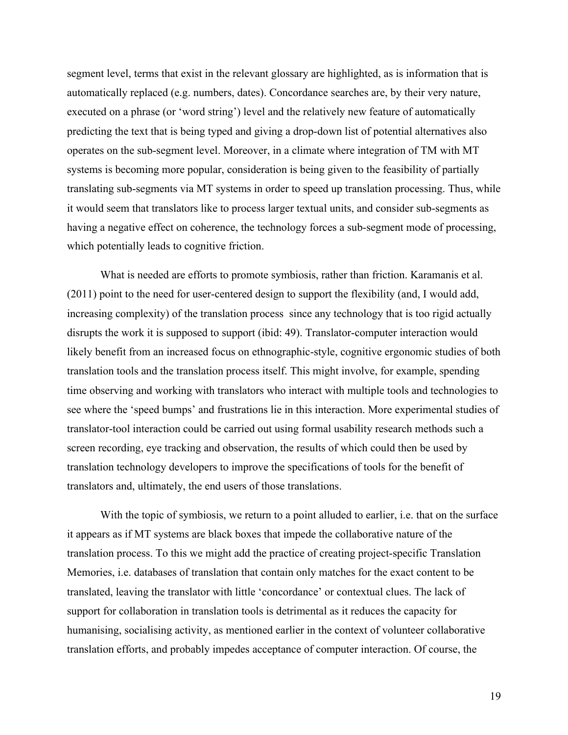segment level, terms that exist in the relevant glossary are highlighted, as is information that is automatically replaced (e.g. numbers, dates). Concordance searches are, by their very nature, executed on a phrase (or 'word string') level and the relatively new feature of automatically predicting the text that is being typed and giving a drop-down list of potential alternatives also operates on the sub-segment level. Moreover, in a climate where integration of TM with MT systems is becoming more popular, consideration is being given to the feasibility of partially translating sub-segments via MT systems in order to speed up translation processing. Thus, while it would seem that translators like to process larger textual units, and consider sub-segments as having a negative effect on coherence, the technology forces a sub-segment mode of processing, which potentially leads to cognitive friction.

What is needed are efforts to promote symbiosis, rather than friction. Karamanis et al. (2011) point to the need for user-centered design to support the flexibility (and, I would add, increasing complexity) of the translation process since any technology that is too rigid actually disrupts the work it is supposed to support (ibid: 49). Translator-computer interaction would likely benefit from an increased focus on ethnographic-style, cognitive ergonomic studies of both translation tools and the translation process itself. This might involve, for example, spending time observing and working with translators who interact with multiple tools and technologies to see where the 'speed bumps' and frustrations lie in this interaction. More experimental studies of translator-tool interaction could be carried out using formal usability research methods such a screen recording, eye tracking and observation, the results of which could then be used by translation technology developers to improve the specifications of tools for the benefit of translators and, ultimately, the end users of those translations.

With the topic of symbiosis, we return to a point alluded to earlier, i.e. that on the surface it appears as if MT systems are black boxes that impede the collaborative nature of the translation process. To this we might add the practice of creating project-specific Translation Memories, i.e. databases of translation that contain only matches for the exact content to be translated, leaving the translator with little 'concordance' or contextual clues. The lack of support for collaboration in translation tools is detrimental as it reduces the capacity for humanising, socialising activity, as mentioned earlier in the context of volunteer collaborative translation efforts, and probably impedes acceptance of computer interaction. Of course, the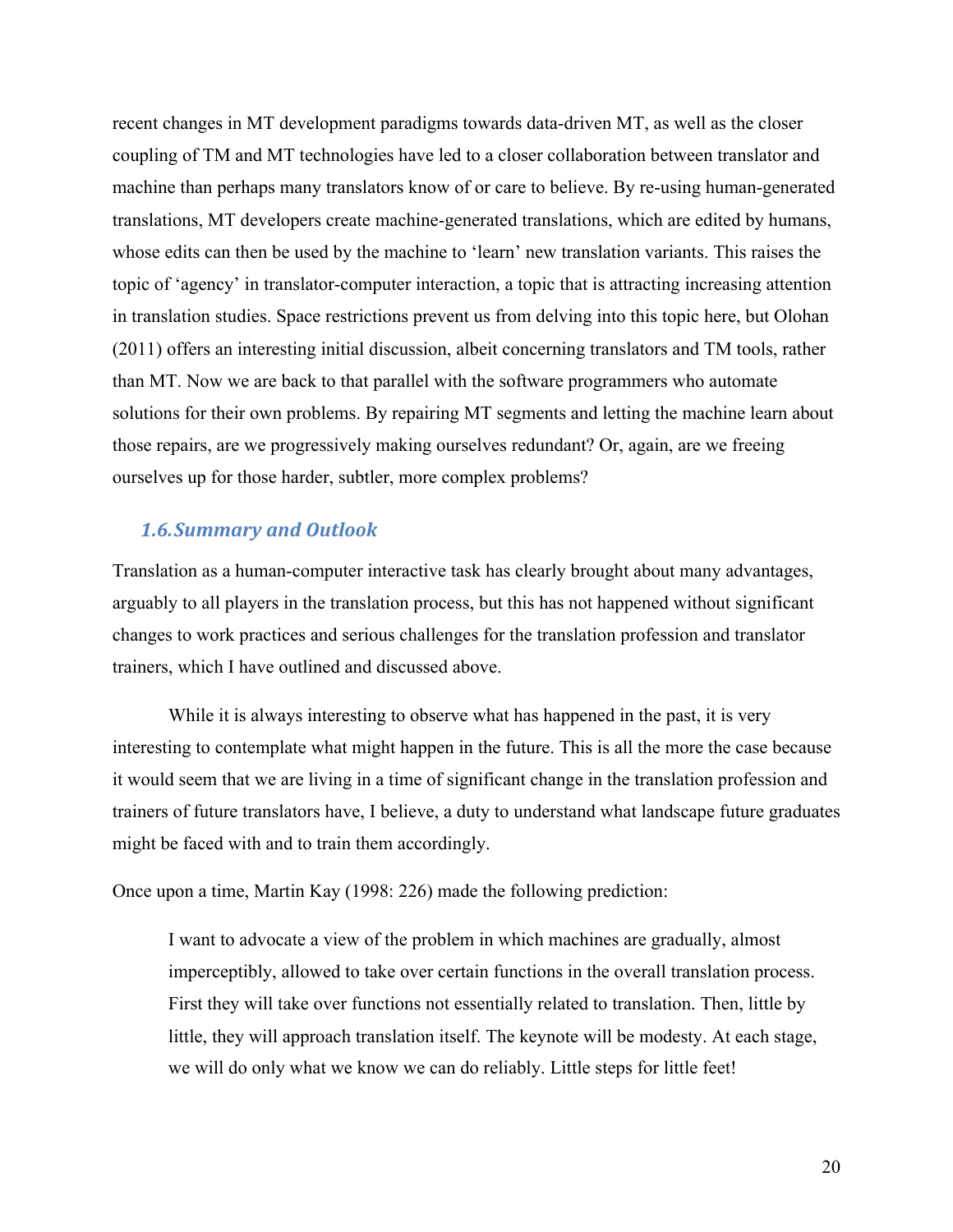recent changes in MT development paradigms towards data-driven MT, as well as the closer coupling of TM and MT technologies have led to a closer collaboration between translator and machine than perhaps many translators know of or care to believe. By re-using human-generated translations, MT developers create machine-generated translations, which are edited by humans, whose edits can then be used by the machine to 'learn' new translation variants. This raises the topic of 'agency' in translator-computer interaction, a topic that is attracting increasing attention in translation studies. Space restrictions prevent us from delving into this topic here, but Olohan (2011) offers an interesting initial discussion, albeit concerning translators and TM tools, rather than MT. Now we are back to that parallel with the software programmers who automate solutions for their own problems. By repairing MT segments and letting the machine learn about those repairs, are we progressively making ourselves redundant? Or, again, are we freeing ourselves up for those harder, subtler, more complex problems?

### 1.6. Summary and Outlook

Translation as a human-computer interactive task has clearly brought about many advantages, arguably to all players in the translation process, but this has not happened without significant changes to work practices and serious challenges for the translation profession and translator trainers, which I have outlined and discussed above.

While it is always interesting to observe what has happened in the past, it is very interesting to contemplate what might happen in the future. This is all the more the case because it would seem that we are living in a time of significant change in the translation profession and trainers of future translators have, I believe, a duty to understand what landscape future graduates might be faced with and to train them accordingly.

Once upon a time, Martin Kay (1998: 226) made the following prediction:

> I want to advocate a view of the problem in which machines are gradually, almost imperceptibly, allowed to take over certain functions in the overall translation process. First they will take over functions not essentially related to translation. Then, little by little, they will approach translation itself. The keynote will be modesty. At each stage, we will do only what we know we can do reliably. Little steps for little feet!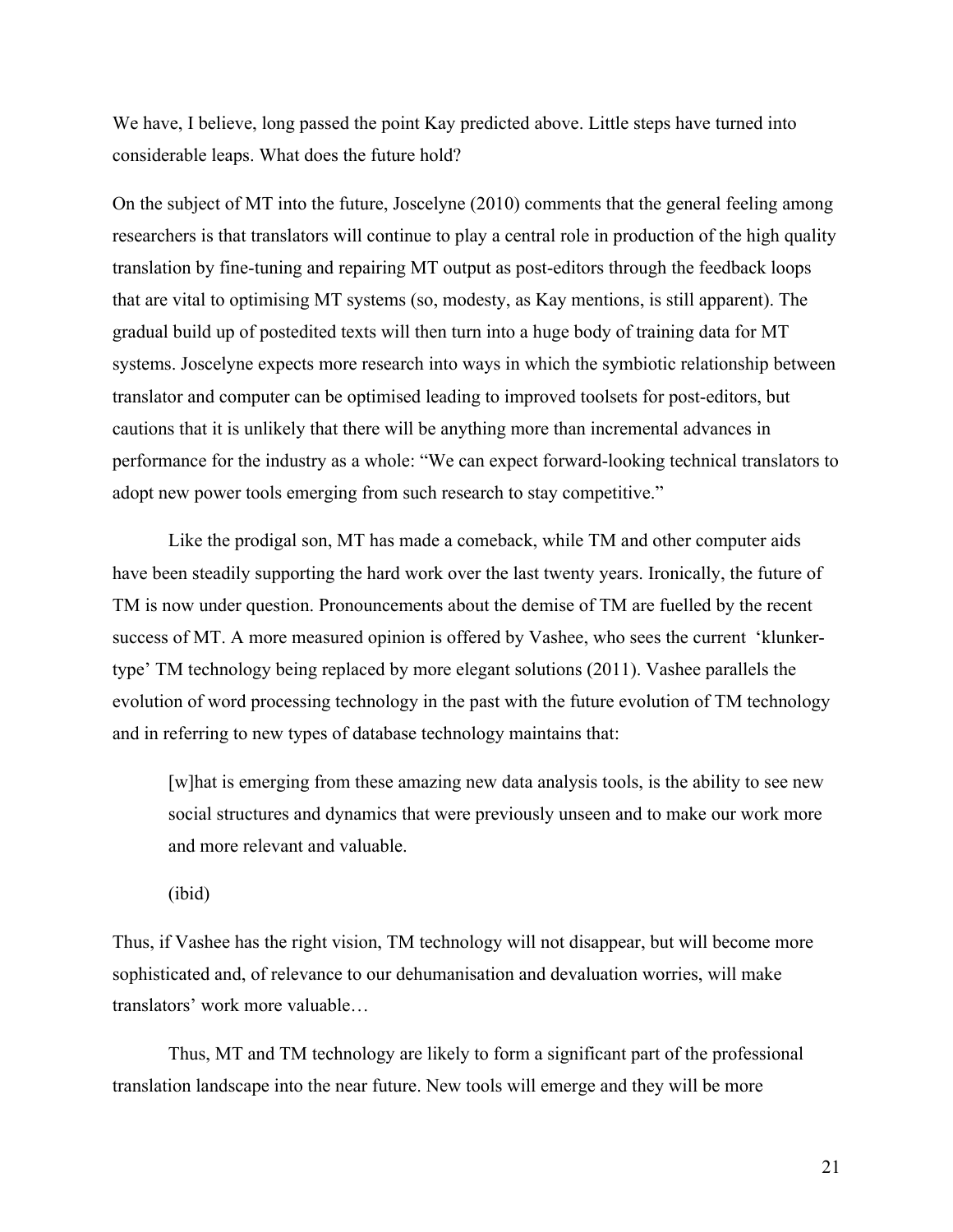We have, I believe, long passed the point Kay predicted above. Little steps have turned into considerable leaps. What does the future hold?

On the subject of MT into the future, Joscelyne (2010) comments that the general feeling among researchers is that translators will continue to play a central role in production of the high quality translation by fine-tuning and repairing MT output as post-editors through the feedback loops that are vital to optimising MT systems (so, modesty, as Kay mentions, is still apparent). The gradual build up of postedited texts will then turn into a huge body of training data for MT systems. Joscelyne expects more research into ways in which the symbiotic relationship between translator and computer can be optimised leading to improved toolsets for post-editors, but cautions that it is unlikely that there will be anything more than incremental advances in performance for the industry as a whole: "We can expect forward-looking technical translators to adopt new power tools emerging from such research to stay competitive."

Like the prodigal son, MT has made a comeback, while TM and other computer aids have been steadily supporting the hard work over the last twenty years. Ironically, the future of TM is now under question. Pronouncements about the demise of TM are fuelled by the recent success of MT. A more measured opinion is offered by Vashee, who sees the current 'klunker-type' TM technology being replaced by more elegant solutions (2011). Vashee parallels the evolution of word processing technology in the past with the future evolution of TM technology and in referring to new types of database technology maintains that:

> [w]hat is emerging from these amazing new data analysis tools, is the ability to see new social structures and dynamics that were previously unseen and to make our work more and more relevant and valuable.
>
> (ibid)

Thus, if Vashee has the right vision, TM technology will not disappear, but will become more sophisticated and, of relevance to our dehumanisation and devaluation worries, will make translators' work more valuable…

Thus, MT and TM technology are likely to form a significant part of the professional translation landscape into the near future. New tools will emerge and they will be more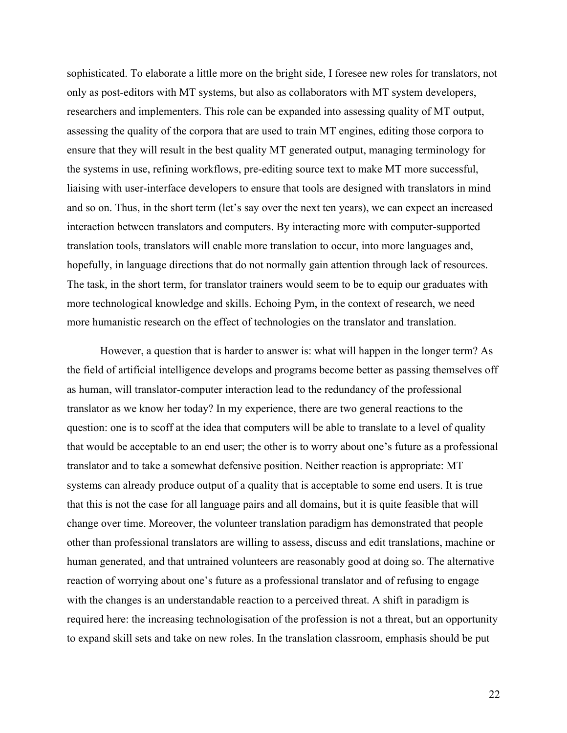sophisticated. To elaborate a little more on the bright side, I foresee new roles for translators, not only as post-editors with MT systems, but also as collaborators with MT system developers, researchers and implementers. This role can be expanded into assessing quality of MT output, assessing the quality of the corpora that are used to train MT engines, editing those corpora to ensure that they will result in the best quality MT generated output, managing terminology for the systems in use, refining workflows, pre-editing source text to make MT more successful, liaising with user-interface developers to ensure that tools are designed with translators in mind and so on. Thus, in the short term (let's say over the next ten years), we can expect an increased interaction between translators and computers. By interacting more with computer-supported translation tools, translators will enable more translation to occur, into more languages and, hopefully, in language directions that do not normally gain attention through lack of resources. The task, in the short term, for translator trainers would seem to be to equip our graduates with more technological knowledge and skills. Echoing Pym, in the context of research, we need more humanistic research on the effect of technologies on the translator and translation.

However, a question that is harder to answer is: what will happen in the longer term? As the field of artificial intelligence develops and programs become better as passing themselves off as human, will translator-computer interaction lead to the redundancy of the professional translator as we know her today? In my experience, there are two general reactions to the question: one is to scoff at the idea that computers will be able to translate to a level of quality that would be acceptable to an end user; the other is to worry about one's future as a professional translator and to take a somewhat defensive position. Neither reaction is appropriate: MT systems can already produce output of a quality that is acceptable to some end users. It is true that this is not the case for all language pairs and all domains, but it is quite feasible that will change over time. Moreover, the volunteer translation paradigm has demonstrated that people other than professional translators are willing to assess, discuss and edit translations, machine or human generated, and that untrained volunteers are reasonably good at doing so. The alternative reaction of worrying about one's future as a professional translator and of refusing to engage with the changes is an understandable reaction to a perceived threat. A shift in paradigm is required here: the increasing technologisation of the profession is not a threat, but an opportunity to expand skill sets and take on new roles. In the translation classroom, emphasis should be put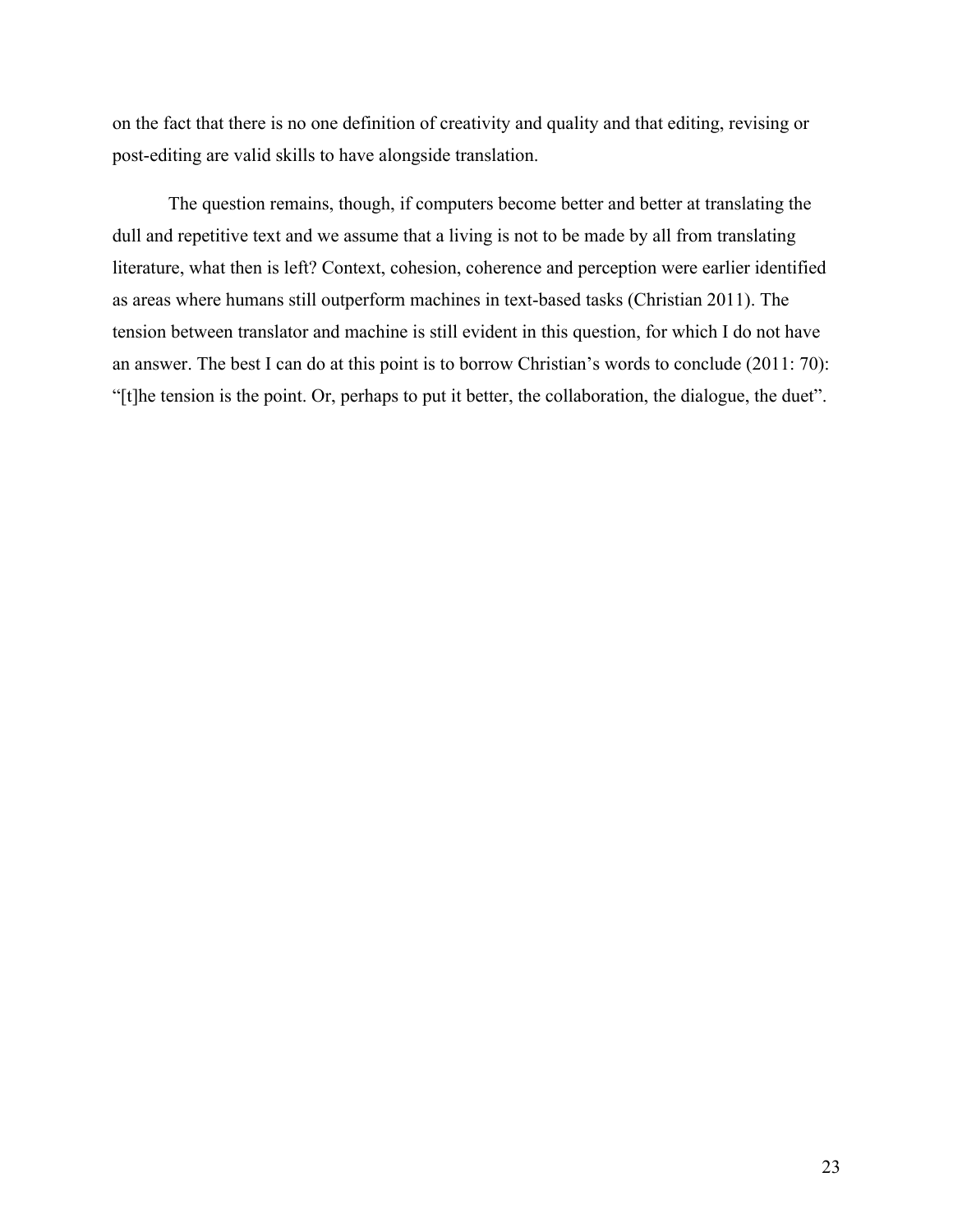on the fact that there is no one definition of creativity and quality and that editing, revising or post-editing are valid skills to have alongside translation.

The question remains, though, if computers become better and better at translating the dull and repetitive text and we assume that a living is not to be made by all from translating literature, what then is left? Context, cohesion, coherence and perception were earlier identified as areas where humans still outperform machines in text-based tasks (Christian 2011). The tension between translator and machine is still evident in this question, for which I do not have an answer. The best I can do at this point is to borrow Christian's words to conclude (2011: 70): "[t]he tension is the point. Or, perhaps to put it better, the collaboration, the dialogue, the duet".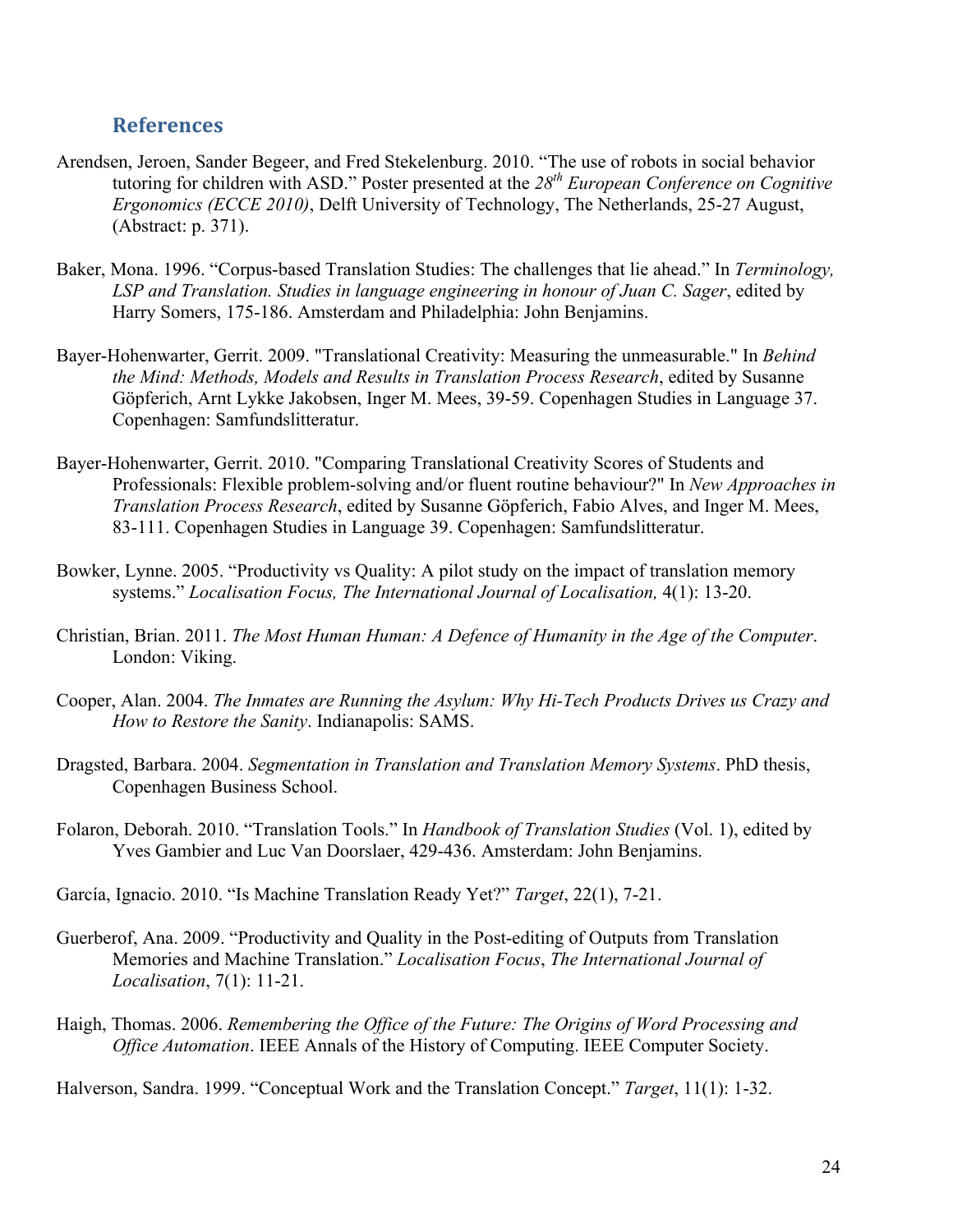## References

Arendsen, Jeroen, Sander Begeer, and Fred Stekelenburg. 2010. "The use of robots in social behavior tutoring for children with ASD." Poster presented at the 28th *European Conference on Cognitive Ergonomics (ECCE 2010)*, Delft University of Technology, The Netherlands, 25-27 August, (Abstract: p. 371).

Baker, Mona. 1996. "Corpus-based Translation Studies: The challenges that lie ahead." In *Terminology, LSP and Translation. Studies in language engineering in honour of Juan C. Sager*, edited by Harry Somers, 175-186. Amsterdam and Philadelphia: John Benjamins.

Bayer-Hohenwarter, Gerrit. 2009. "Translational Creativity: Measuring the unmeasurable." In *Behind the Mind: Methods, Models and Results in Translation Process Research*, edited by Susanne Göpferich, Arnt Lykke Jakobsen, Inger M. Mees, 39-59. Copenhagen Studies in Language 37. Copenhagen: Samfundslitteratur.

Bayer-Hohenwarter, Gerrit. 2010. "Comparing Translational Creativity Scores of Students and Professionals: Flexible problem-solving and/or fluent routine behaviour?" In *New Approaches in Translation Process Research*, edited by Susanne Göpferich, Fabio Alves, and Inger M. Mees, 83-111. Copenhagen Studies in Language 39. Copenhagen: Samfundslitteratur.

Bowker, Lynne. 2005. "Productivity vs Quality: A pilot study on the impact of translation memory systems." *Localisation Focus, The International Journal of Localisation,* 4(1): 13-20.

Christian, Brian. 2011. *The Most Human Human: A Defence of Humanity in the Age of the Computer*. London: Viking.

Cooper, Alan. 2004. *The Inmates are Running the Asylum: Why Hi-Tech Products Drives us Crazy and How to Restore the Sanity*. Indianapolis: SAMS.

Dragsted, Barbara. 2004. *Segmentation in Translation and Translation Memory Systems*. PhD thesis, Copenhagen Business School.

Folaron, Deborah. 2010. "Translation Tools." In *Handbook of Translation Studies* (Vol. 1), edited by Yves Gambier and Luc Van Doorslaer, 429-436. Amsterdam: John Benjamins.

García, Ignacio. 2010. "Is Machine Translation Ready Yet?" *Target*, 22(1), 7-21.

Guerberof, Ana. 2009. "Productivity and Quality in the Post-editing of Outputs from Translation Memories and Machine Translation." *Localisation Focus*, *The International Journal of Localisation*, 7(1): 11-21.

Haigh, Thomas. 2006. *Remembering the Office of the Future: The Origins of Word Processing and Office Automation*. IEEE Annals of the History of Computing. IEEE Computer Society.

Halverson, Sandra. 1999. "Conceptual Work and the Translation Concept." *Target*, 11(1): 1-32.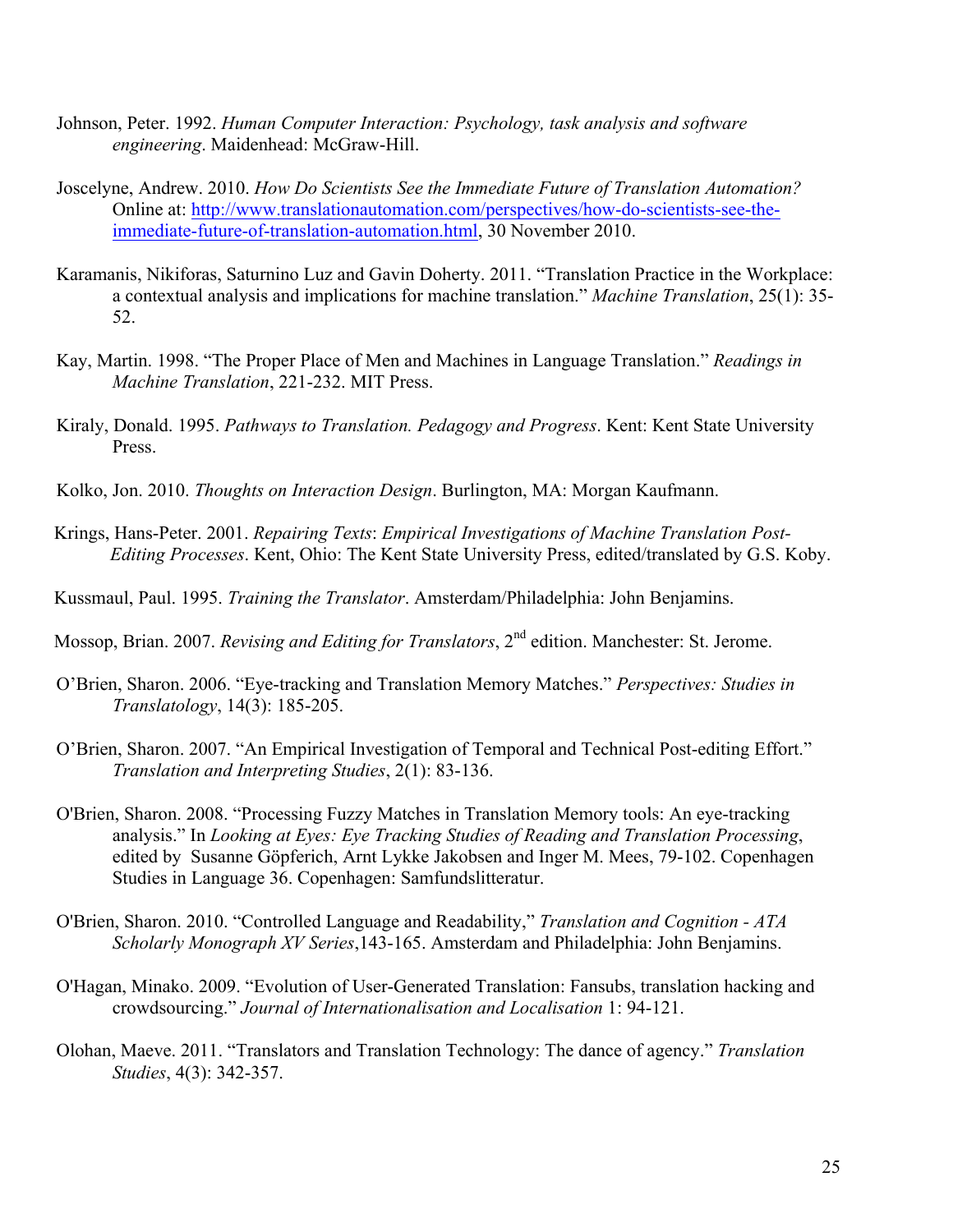Johnson, Peter. 1992. *Human Computer Interaction: Psychology, task analysis and software engineering*. Maidenhead: McGraw-Hill.

Joscelyne, Andrew. 2010. *How Do Scientists See the Immediate Future of Translation Automation?* Online at: http://www.translationautomation.com/perspectives/how-do-scientists-see-the-immediate-future-of-translation-automation.html, 30 November 2010.

Karamanis, Nikiforas, Saturnino Luz and Gavin Doherty. 2011. "Translation Practice in the Workplace: a contextual analysis and implications for machine translation." *Machine Translation*, 25(1): 35-52.

Kay, Martin. 1998. "The Proper Place of Men and Machines in Language Translation." *Readings in Machine Translation*, 221-232. MIT Press.

Kiraly, Donald. 1995. *Pathways to Translation. Pedagogy and Progress*. Kent: Kent State University Press.

Kolko, Jon. 2010. *Thoughts on Interaction Design*. Burlington, MA: Morgan Kaufmann.

Krings, Hans-Peter. 2001. *Repairing Texts*: *Empirical Investigations of Machine Translation Post-Editing Processes*. Kent, Ohio: The Kent State University Press, edited/translated by G.S. Koby.

Kussmaul, Paul. 1995. *Training the Translator*. Amsterdam/Philadelphia: John Benjamins.

Mossop, Brian. 2007. *Revising and Editing for Translators*, 2nd edition. Manchester: St. Jerome.

O'Brien, Sharon. 2006. "Eye-tracking and Translation Memory Matches." *Perspectives: Studies in Translatology*, 14(3): 185-205.

O'Brien, Sharon. 2007. "An Empirical Investigation of Temporal and Technical Post-editing Effort." *Translation and Interpreting Studies*, 2(1): 83-136.

O'Brien, Sharon. 2008. "Processing Fuzzy Matches in Translation Memory tools: An eye-tracking analysis." In *Looking at Eyes: Eye Tracking Studies of Reading and Translation Processing*, edited by Susanne Göpferich, Arnt Lykke Jakobsen and Inger M. Mees, 79-102. Copenhagen Studies in Language 36. Copenhagen: Samfundslitteratur.

O'Brien, Sharon. 2010. "Controlled Language and Readability," *Translation and Cognition - ATA Scholarly Monograph XV Series*,143-165. Amsterdam and Philadelphia: John Benjamins.

O'Hagan, Minako. 2009. "Evolution of User-Generated Translation: Fansubs, translation hacking and crowdsourcing." *Journal of Internationalisation and Localisation* 1: 94-121.

Olohan, Maeve. 2011. "Translators and Translation Technology: The dance of agency." *Translation Studies*, 4(3): 342-357.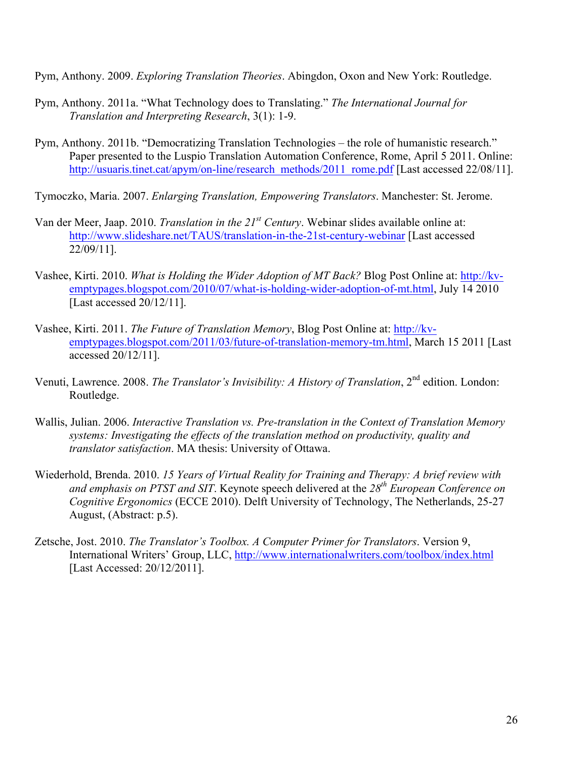Pym, Anthony. 2009. *Exploring Translation Theories*. Abingdon, Oxon and New York: Routledge.

Pym, Anthony. 2011a. "What Technology does to Translating." *The International Journal for Translation and Interpreting Research*, 3(1): 1-9.

Pym, Anthony. 2011b. "Democratizing Translation Technologies – the role of humanistic research." Paper presented to the Luspio Translation Automation Conference, Rome, April 5 2011. Online: http://usuaris.tinet.cat/apym/on-line/research_methods/2011_rome.pdf [Last accessed 22/08/11].

Tymoczko, Maria. 2007. *Enlarging Translation, Empowering Translators*. Manchester: St. Jerome.

Van der Meer, Jaap. 2010. *Translation in the 21st Century*. Webinar slides available online at: http://www.slideshare.net/TAUS/translation-in-the-21st-century-webinar [Last accessed 22/09/11].

Vashee, Kirti. 2010. *What is Holding the Wider Adoption of MT Back?* Blog Post Online at: http://kv-emptypages.blogspot.com/2010/07/what-is-holding-wider-adoption-of-mt.html, July 14 2010 [Last accessed 20/12/11].

Vashee, Kirti. 2011. *The Future of Translation Memory*, Blog Post Online at: http://kv-emptypages.blogspot.com/2011/03/future-of-translation-memory-tm.html, March 15 2011 [Last accessed 20/12/11].

Venuti, Lawrence. 2008. *The Translator's Invisibility: A History of Translation*, 2nd edition. London: Routledge.

Wallis, Julian. 2006. *Interactive Translation vs. Pre-translation in the Context of Translation Memory systems: Investigating the effects of the translation method on productivity, quality and translator satisfaction*. MA thesis: University of Ottawa.

Wiederhold, Brenda. 2010. *15 Years of Virtual Reality for Training and Therapy: A brief review with and emphasis on PTST and SIT*. Keynote speech delivered at the *28th European Conference on Cognitive Ergonomics* (ECCE 2010). Delft University of Technology, The Netherlands, 25-27 August, (Abstract: p.5).

Zetsche, Jost. 2010. *The Translator's Toolbox. A Computer Primer for Translators*. Version 9, International Writers' Group, LLC, http://www.internationalwriters.com/toolbox/index.html [Last Accessed: 20/12/2011].